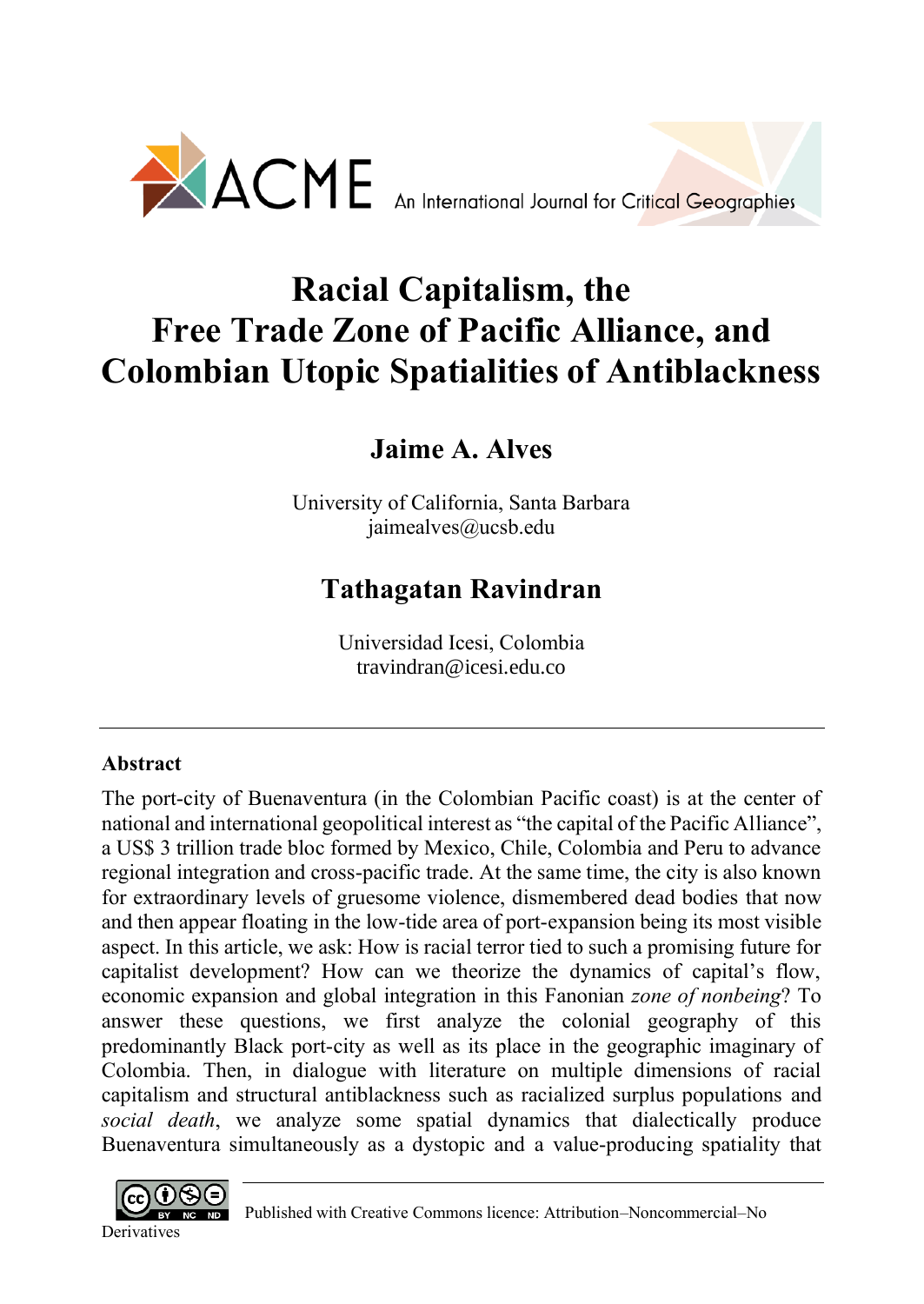ACME An International Journal for Critical Geographies

# Racial Capitalism, the Free Trade Zone of Pacific Alliance, and Colombian Utopic Spatialities of Antiblackness

## Jaime A. Alves

University of California, Santa Barbara
jaimealves@ucsb.edu

## Tathagatan Ravindran

Universidad Icesi, Colombia
travindran@icesi.edu.co

---

### Abstract

The port-city of Buenaventura (in the Colombian Pacific coast) is at the center of national and international geopolitical interest as "the capital of the Pacific Alliance", a US$ 3 trillion trade bloc formed by Mexico, Chile, Colombia and Peru to advance regional integration and cross-pacific trade. At the same time, the city is also known for extraordinary levels of gruesome violence, dismembered dead bodies that now and then appear floating in the low-tide area of port-expansion being its most visible aspect. In this article, we ask: How is racial terror tied to such a promising future for capitalist development? How can we theorize the dynamics of capital's flow, economic expansion and global integration in this Fanonian *zone of nonbeing*? To answer these questions, we first analyze the colonial geography of this predominantly Black port-city as well as its place in the geographic imaginary of Colombia. Then, in dialogue with literature on multiple dimensions of racial capitalism and structural antiblackness such as racialized surplus populations and *social death*, we analyze some spatial dynamics that dialectically produce Buenaventura simultaneously as a dystopic and a value-producing spatiality that

Published with Creative Commons licence: Attribution–Noncommercial–No Derivatives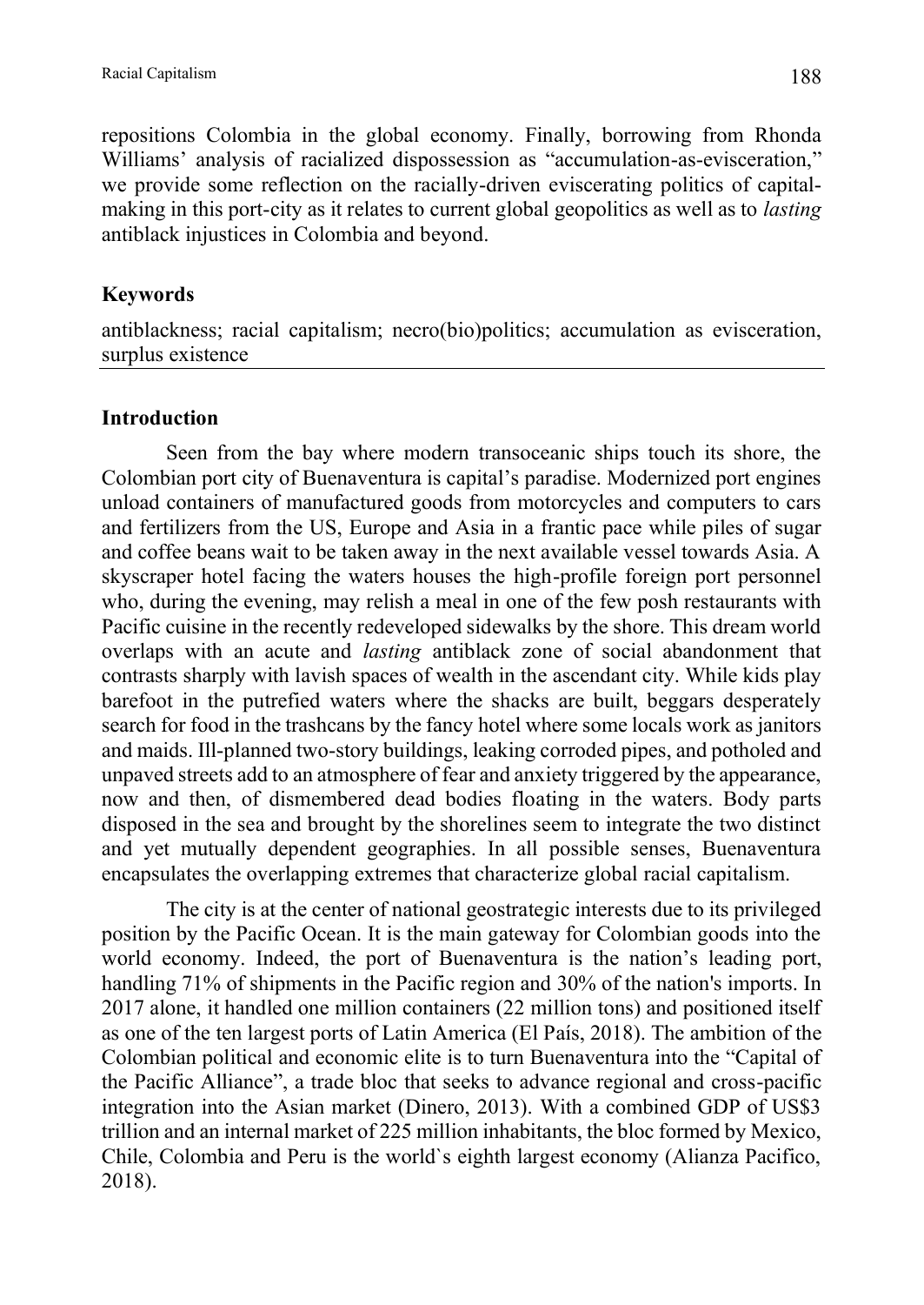repositions Colombia in the global economy. Finally, borrowing from Rhonda Williams' analysis of racialized dispossession as "accumulation-as-evisceration," we provide some reflection on the racially-driven eviscerating politics of capital-making in this port-city as it relates to current global geopolitics as well as to *lasting* antiblack injustices in Colombia and beyond.

### Keywords

antiblackness; racial capitalism; necro(bio)politics; accumulation as evisceration, surplus existence

### Introduction

Seen from the bay where modern transoceanic ships touch its shore, the Colombian port city of Buenaventura is capital's paradise. Modernized port engines unload containers of manufactured goods from motorcycles and computers to cars and fertilizers from the US, Europe and Asia in a frantic pace while piles of sugar and coffee beans wait to be taken away in the next available vessel towards Asia. A skyscraper hotel facing the waters houses the high-profile foreign port personnel who, during the evening, may relish a meal in one of the few posh restaurants with Pacific cuisine in the recently redeveloped sidewalks by the shore. This dream world overlaps with an acute and *lasting* antiblack zone of social abandonment that contrasts sharply with lavish spaces of wealth in the ascendant city. While kids play barefoot in the putrefied waters where the shacks are built, beggars desperately search for food in the trashcans by the fancy hotel where some locals work as janitors and maids. Ill-planned two-story buildings, leaking corroded pipes, and potholed and unpaved streets add to an atmosphere of fear and anxiety triggered by the appearance, now and then, of dismembered dead bodies floating in the waters. Body parts disposed in the sea and brought by the shorelines seem to integrate the two distinct and yet mutually dependent geographies. In all possible senses, Buenaventura encapsulates the overlapping extremes that characterize global racial capitalism.

The city is at the center of national geostrategic interests due to its privileged position by the Pacific Ocean. It is the main gateway for Colombian goods into the world economy. Indeed, the port of Buenaventura is the nation's leading port, handling 71% of shipments in the Pacific region and 30% of the nation's imports. In 2017 alone, it handled one million containers (22 million tons) and positioned itself as one of the ten largest ports of Latin America (El País, 2018). The ambition of the Colombian political and economic elite is to turn Buenaventura into the "Capital of the Pacific Alliance", a trade bloc that seeks to advance regional and cross-pacific integration into the Asian market (Dinero, 2013). With a combined GDP of US$3 trillion and an internal market of 225 million inhabitants, the bloc formed by Mexico, Chile, Colombia and Peru is the world`s eighth largest economy (Alianza Pacifico, 2018).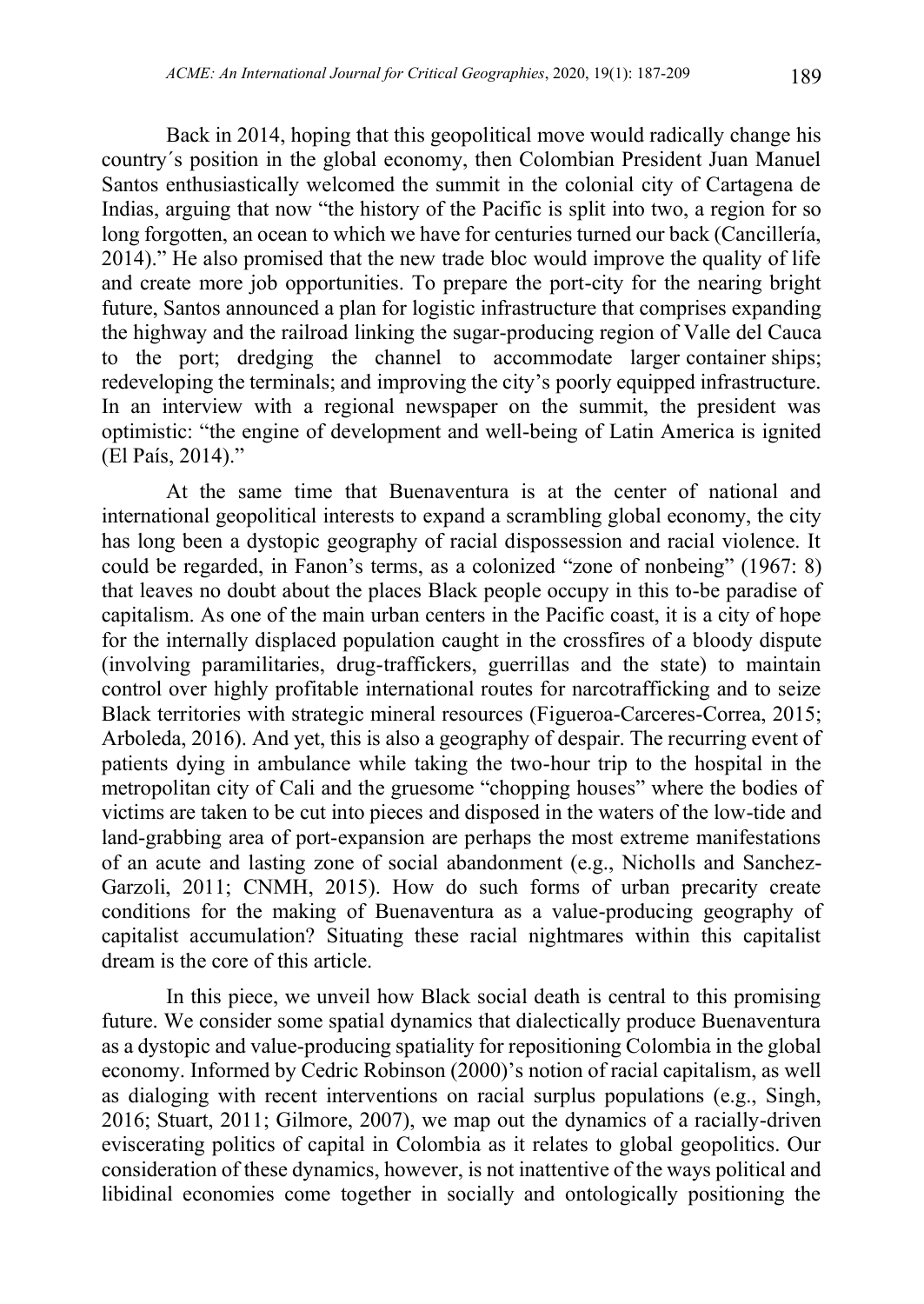Back in 2014, hoping that this geopolitical move would radically change his country´s position in the global economy, then Colombian President Juan Manuel Santos enthusiastically welcomed the summit in the colonial city of Cartagena de Indias, arguing that now "the history of the Pacific is split into two, a region for so long forgotten, an ocean to which we have for centuries turned our back (Cancillería, 2014)." He also promised that the new trade bloc would improve the quality of life and create more job opportunities. To prepare the port-city for the nearing bright future, Santos announced a plan for logistic infrastructure that comprises expanding the highway and the railroad linking the sugar-producing region of Valle del Cauca to the port; dredging the channel to accommodate larger container ships; redeveloping the terminals; and improving the city's poorly equipped infrastructure. In an interview with a regional newspaper on the summit, the president was optimistic: "the engine of development and well-being of Latin America is ignited (El País, 2014)."

At the same time that Buenaventura is at the center of national and international geopolitical interests to expand a scrambling global economy, the city has long been a dystopic geography of racial dispossession and racial violence. It could be regarded, in Fanon's terms, as a colonized "zone of nonbeing" (1967: 8) that leaves no doubt about the places Black people occupy in this to-be paradise of capitalism. As one of the main urban centers in the Pacific coast, it is a city of hope for the internally displaced population caught in the crossfires of a bloody dispute (involving paramilitaries, drug-traffickers, guerrillas and the state) to maintain control over highly profitable international routes for narcotrafficking and to seize Black territories with strategic mineral resources (Figueroa-Carceres-Correa, 2015; Arboleda, 2016). And yet, this is also a geography of despair. The recurring event of patients dying in ambulance while taking the two-hour trip to the hospital in the metropolitan city of Cali and the gruesome "chopping houses" where the bodies of victims are taken to be cut into pieces and disposed in the waters of the low-tide and land-grabbing area of port-expansion are perhaps the most extreme manifestations of an acute and lasting zone of social abandonment (e.g., Nicholls and Sanchez-Garzoli, 2011; CNMH, 2015). How do such forms of urban precarity create conditions for the making of Buenaventura as a value-producing geography of capitalist accumulation? Situating these racial nightmares within this capitalist dream is the core of this article.

In this piece, we unveil how Black social death is central to this promising future. We consider some spatial dynamics that dialectically produce Buenaventura as a dystopic and value-producing spatiality for repositioning Colombia in the global economy. Informed by Cedric Robinson (2000)'s notion of racial capitalism, as well as dialoging with recent interventions on racial surplus populations (e.g., Singh, 2016; Stuart, 2011; Gilmore, 2007), we map out the dynamics of a racially-driven eviscerating politics of capital in Colombia as it relates to global geopolitics. Our consideration of these dynamics, however, is not inattentive of the ways political and libidinal economies come together in socially and ontologically positioning the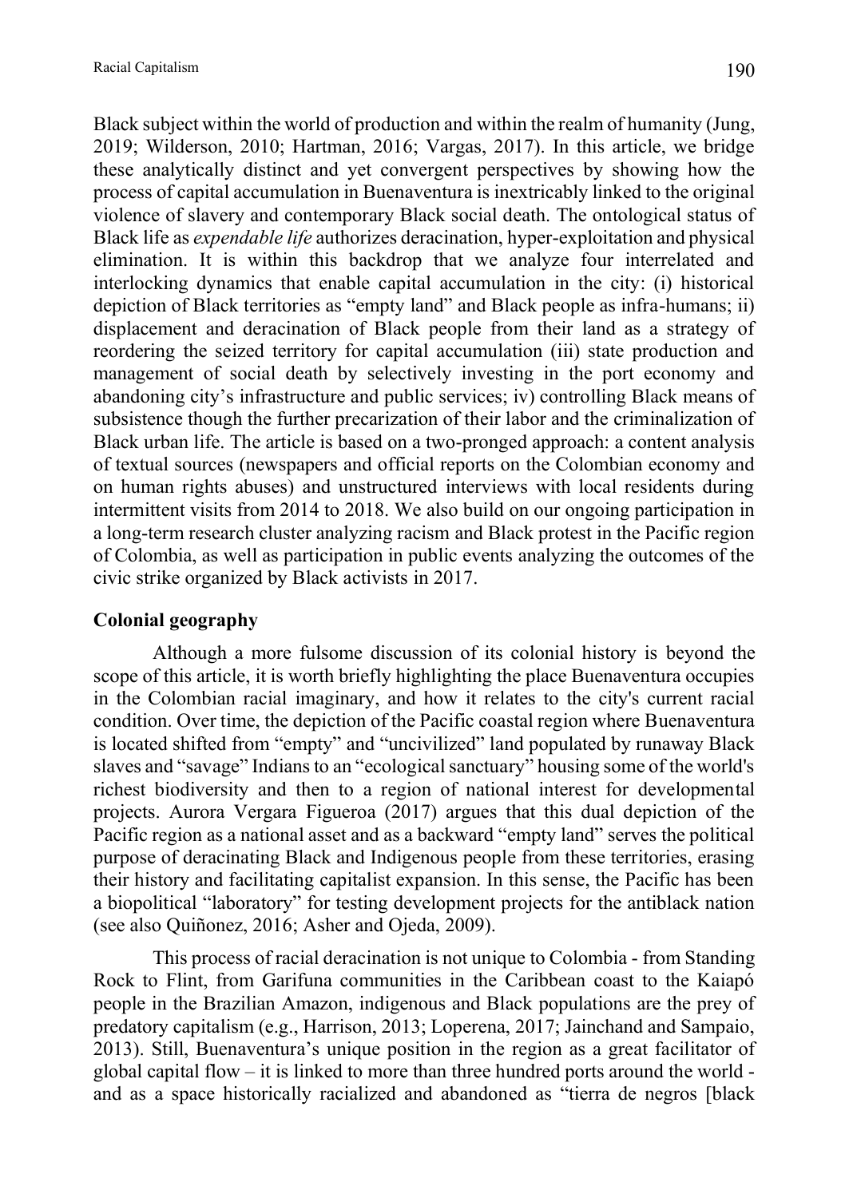Black subject within the world of production and within the realm of humanity (Jung, 2019; Wilderson, 2010; Hartman, 2016; Vargas, 2017). In this article, we bridge these analytically distinct and yet convergent perspectives by showing how the process of capital accumulation in Buenaventura is inextricably linked to the original violence of slavery and contemporary Black social death. The ontological status of Black life as *expendable life* authorizes deracination, hyper-exploitation and physical elimination. It is within this backdrop that we analyze four interrelated and interlocking dynamics that enable capital accumulation in the city: (i) historical depiction of Black territories as "empty land" and Black people as infra-humans; ii) displacement and deracination of Black people from their land as a strategy of reordering the seized territory for capital accumulation (iii) state production and management of social death by selectively investing in the port economy and abandoning city's infrastructure and public services; iv) controlling Black means of subsistence though the further precarization of their labor and the criminalization of Black urban life. The article is based on a two-pronged approach: a content analysis of textual sources (newspapers and official reports on the Colombian economy and on human rights abuses) and unstructured interviews with local residents during intermittent visits from 2014 to 2018. We also build on our ongoing participation in a long-term research cluster analyzing racism and Black protest in the Pacific region of Colombia, as well as participation in public events analyzing the outcomes of the civic strike organized by Black activists in 2017.

## Colonial geography

Although a more fulsome discussion of its colonial history is beyond the scope of this article, it is worth briefly highlighting the place Buenaventura occupies in the Colombian racial imaginary, and how it relates to the city's current racial condition. Over time, the depiction of the Pacific coastal region where Buenaventura is located shifted from "empty" and "uncivilized" land populated by runaway Black slaves and "savage" Indians to an "ecological sanctuary" housing some of the world's richest biodiversity and then to a region of national interest for developmental projects. Aurora Vergara Figueroa (2017) argues that this dual depiction of the Pacific region as a national asset and as a backward "empty land" serves the political purpose of deracinating Black and Indigenous people from these territories, erasing their history and facilitating capitalist expansion. In this sense, the Pacific has been a biopolitical "laboratory" for testing development projects for the antiblack nation (see also Quiñonez, 2016; Asher and Ojeda, 2009).

This process of racial deracination is not unique to Colombia - from Standing Rock to Flint, from Garifuna communities in the Caribbean coast to the Kaiapó people in the Brazilian Amazon, indigenous and Black populations are the prey of predatory capitalism (e.g., Harrison, 2013; Loperena, 2017; Jainchand and Sampaio, 2013). Still, Buenaventura's unique position in the region as a great facilitator of global capital flow – it is linked to more than three hundred ports around the world - and as a space historically racialized and abandoned as "tierra de negros [black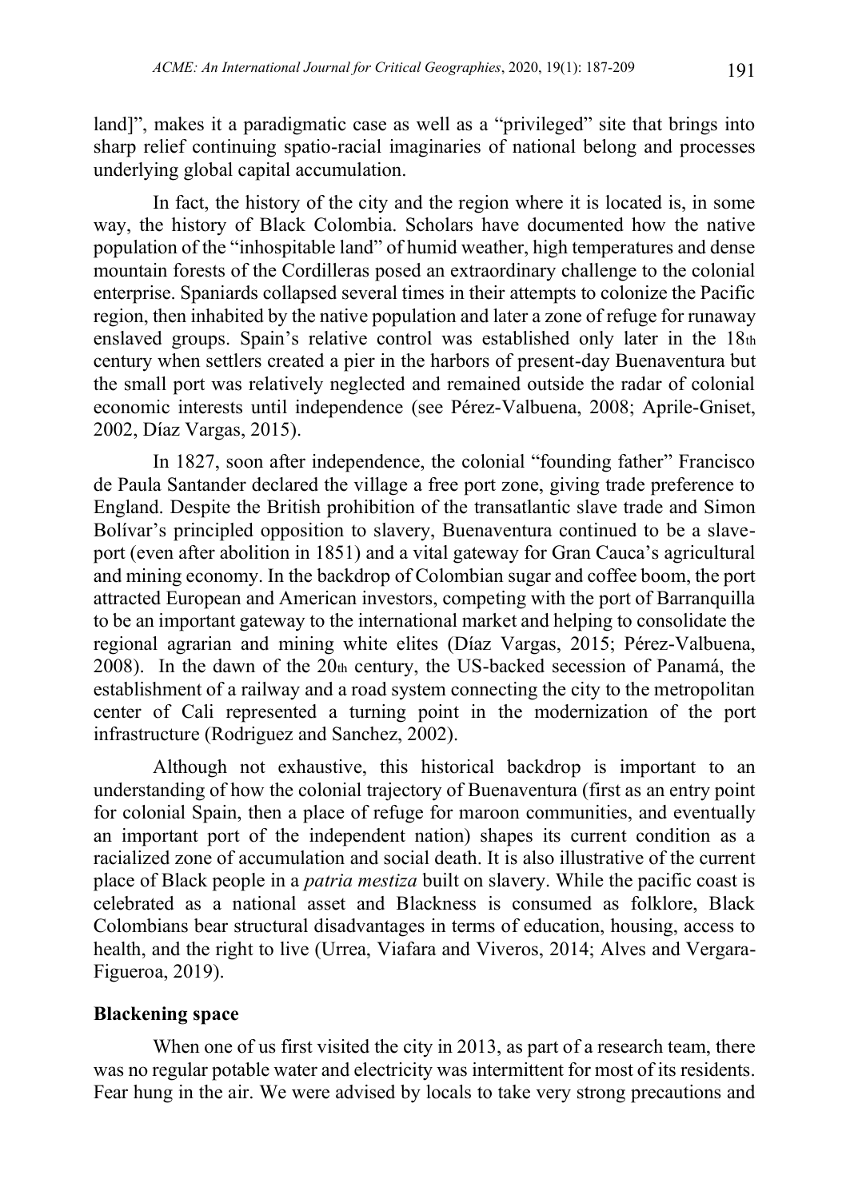land]", makes it a paradigmatic case as well as a "privileged" site that brings into sharp relief continuing spatio-racial imaginaries of national belong and processes underlying global capital accumulation.

In fact, the history of the city and the region where it is located is, in some way, the history of Black Colombia. Scholars have documented how the native population of the "inhospitable land" of humid weather, high temperatures and dense mountain forests of the Cordilleras posed an extraordinary challenge to the colonial enterprise. Spaniards collapsed several times in their attempts to colonize the Pacific region, then inhabited by the native population and later a zone of refuge for runaway enslaved groups. Spain's relative control was established only later in the 18th century when settlers created a pier in the harbors of present-day Buenaventura but the small port was relatively neglected and remained outside the radar of colonial economic interests until independence (see Pérez-Valbuena, 2008; Aprile-Gniset, 2002, Díaz Vargas, 2015).

In 1827, soon after independence, the colonial "founding father" Francisco de Paula Santander declared the village a free port zone, giving trade preference to England. Despite the British prohibition of the transatlantic slave trade and Simon Bolívar's principled opposition to slavery, Buenaventura continued to be a slave-port (even after abolition in 1851) and a vital gateway for Gran Cauca's agricultural and mining economy. In the backdrop of Colombian sugar and coffee boom, the port attracted European and American investors, competing with the port of Barranquilla to be an important gateway to the international market and helping to consolidate the regional agrarian and mining white elites (Díaz Vargas, 2015; Pérez-Valbuena, 2008). In the dawn of the 20th century, the US-backed secession of Panamá, the establishment of a railway and a road system connecting the city to the metropolitan center of Cali represented a turning point in the modernization of the port infrastructure (Rodriguez and Sanchez, 2002).

Although not exhaustive, this historical backdrop is important to an understanding of how the colonial trajectory of Buenaventura (first as an entry point for colonial Spain, then a place of refuge for maroon communities, and eventually an important port of the independent nation) shapes its current condition as a racialized zone of accumulation and social death. It is also illustrative of the current place of Black people in a *patria mestiza* built on slavery. While the pacific coast is celebrated as a national asset and Blackness is consumed as folklore, Black Colombians bear structural disadvantages in terms of education, housing, access to health, and the right to live (Urrea, Viafara and Viveros, 2014; Alves and Vergara-Figueroa, 2019).

## Blackening space

When one of us first visited the city in 2013, as part of a research team, there was no regular potable water and electricity was intermittent for most of its residents. Fear hung in the air. We were advised by locals to take very strong precautions and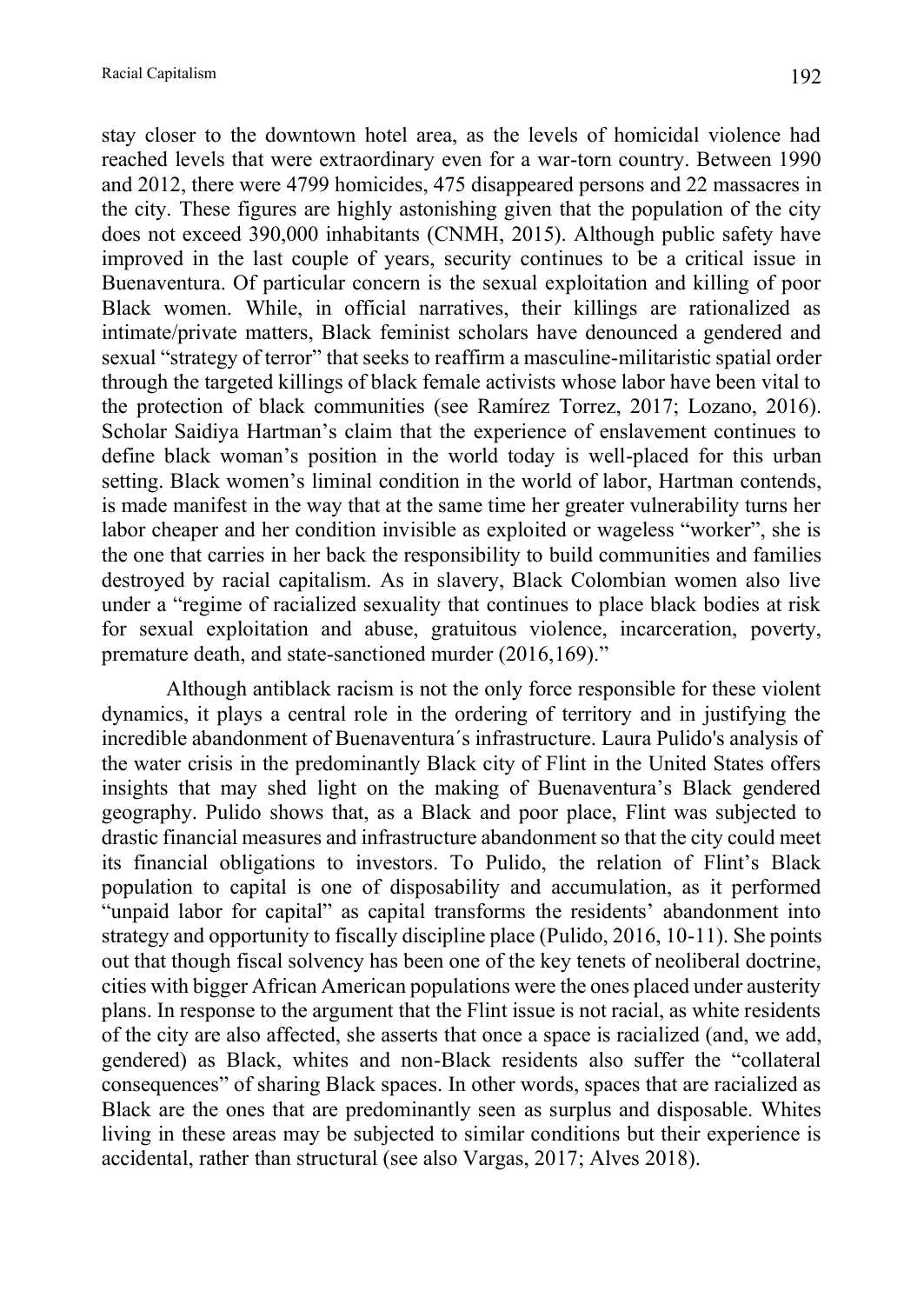stay closer to the downtown hotel area, as the levels of homicidal violence had reached levels that were extraordinary even for a war-torn country. Between 1990 and 2012, there were 4799 homicides, 475 disappeared persons and 22 massacres in the city. These figures are highly astonishing given that the population of the city does not exceed 390,000 inhabitants (CNMH, 2015). Although public safety have improved in the last couple of years, security continues to be a critical issue in Buenaventura. Of particular concern is the sexual exploitation and killing of poor Black women. While, in official narratives, their killings are rationalized as intimate/private matters, Black feminist scholars have denounced a gendered and sexual "strategy of terror" that seeks to reaffirm a masculine-militaristic spatial order through the targeted killings of black female activists whose labor have been vital to the protection of black communities (see Ramírez Torrez, 2017; Lozano, 2016). Scholar Saidiya Hartman's claim that the experience of enslavement continues to define black woman's position in the world today is well-placed for this urban setting. Black women's liminal condition in the world of labor, Hartman contends, is made manifest in the way that at the same time her greater vulnerability turns her labor cheaper and her condition invisible as exploited or wageless "worker", she is the one that carries in her back the responsibility to build communities and families destroyed by racial capitalism. As in slavery, Black Colombian women also live under a "regime of racialized sexuality that continues to place black bodies at risk for sexual exploitation and abuse, gratuitous violence, incarceration, poverty, premature death, and state-sanctioned murder (2016,169)."

Although antiblack racism is not the only force responsible for these violent dynamics, it plays a central role in the ordering of territory and in justifying the incredible abandonment of Buenaventura´s infrastructure. Laura Pulido's analysis of the water crisis in the predominantly Black city of Flint in the United States offers insights that may shed light on the making of Buenaventura's Black gendered geography. Pulido shows that, as a Black and poor place, Flint was subjected to drastic financial measures and infrastructure abandonment so that the city could meet its financial obligations to investors. To Pulido, the relation of Flint's Black population to capital is one of disposability and accumulation, as it performed "unpaid labor for capital" as capital transforms the residents' abandonment into strategy and opportunity to fiscally discipline place (Pulido, 2016, 10-11). She points out that though fiscal solvency has been one of the key tenets of neoliberal doctrine, cities with bigger African American populations were the ones placed under austerity plans. In response to the argument that the Flint issue is not racial, as white residents of the city are also affected, she asserts that once a space is racialized (and, we add, gendered) as Black, whites and non-Black residents also suffer the "collateral consequences" of sharing Black spaces. In other words, spaces that are racialized as Black are the ones that are predominantly seen as surplus and disposable. Whites living in these areas may be subjected to similar conditions but their experience is accidental, rather than structural (see also Vargas, 2017; Alves 2018).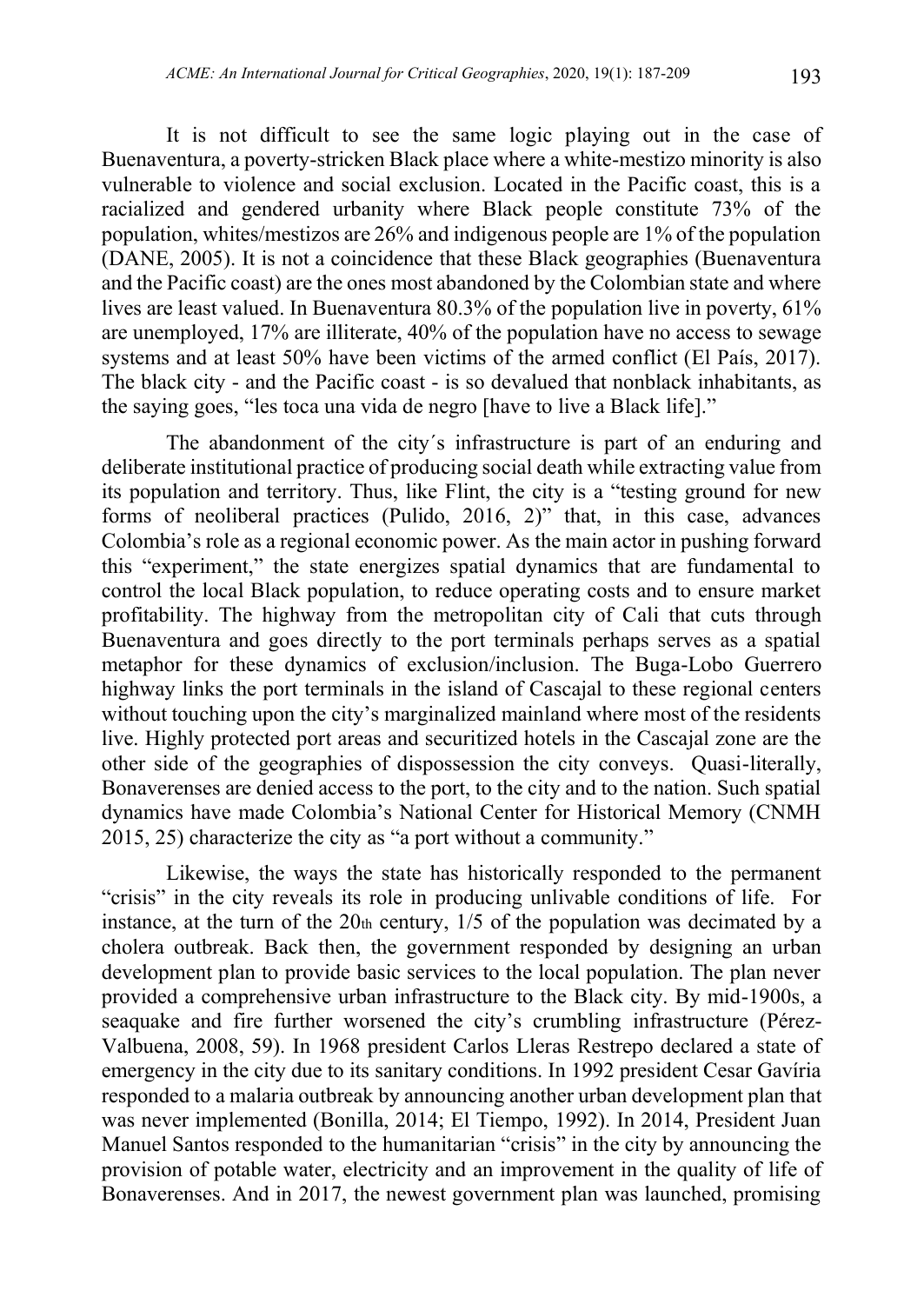It is not difficult to see the same logic playing out in the case of Buenaventura, a poverty-stricken Black place where a white-mestizo minority is also vulnerable to violence and social exclusion. Located in the Pacific coast, this is a racialized and gendered urbanity where Black people constitute 73% of the population, whites/mestizos are 26% and indigenous people are 1% of the population (DANE, 2005). It is not a coincidence that these Black geographies (Buenaventura and the Pacific coast) are the ones most abandoned by the Colombian state and where lives are least valued. In Buenaventura 80.3% of the population live in poverty, 61% are unemployed, 17% are illiterate, 40% of the population have no access to sewage systems and at least 50% have been victims of the armed conflict (El País, 2017). The black city - and the Pacific coast - is so devalued that nonblack inhabitants, as the saying goes, "les toca una vida de negro [have to live a Black life]."

The abandonment of the city´s infrastructure is part of an enduring and deliberate institutional practice of producing social death while extracting value from its population and territory. Thus, like Flint, the city is a "testing ground for new forms of neoliberal practices (Pulido, 2016, 2)" that, in this case, advances Colombia's role as a regional economic power. As the main actor in pushing forward this "experiment," the state energizes spatial dynamics that are fundamental to control the local Black population, to reduce operating costs and to ensure market profitability. The highway from the metropolitan city of Cali that cuts through Buenaventura and goes directly to the port terminals perhaps serves as a spatial metaphor for these dynamics of exclusion/inclusion. The Buga-Lobo Guerrero highway links the port terminals in the island of Cascajal to these regional centers without touching upon the city's marginalized mainland where most of the residents live. Highly protected port areas and securitized hotels in the Cascajal zone are the other side of the geographies of dispossession the city conveys. Quasi-literally, Bonaverenses are denied access to the port, to the city and to the nation. Such spatial dynamics have made Colombia's National Center for Historical Memory (CNMH 2015, 25) characterize the city as "a port without a community."

Likewise, the ways the state has historically responded to the permanent "crisis" in the city reveals its role in producing unlivable conditions of life. For instance, at the turn of the 20th century, 1/5 of the population was decimated by a cholera outbreak. Back then, the government responded by designing an urban development plan to provide basic services to the local population. The plan never provided a comprehensive urban infrastructure to the Black city. By mid-1900s, a seaquake and fire further worsened the city's crumbling infrastructure (Pérez-Valbuena, 2008, 59). In 1968 president Carlos Lleras Restrepo declared a state of emergency in the city due to its sanitary conditions. In 1992 president Cesar Gavíria responded to a malaria outbreak by announcing another urban development plan that was never implemented (Bonilla, 2014; El Tiempo, 1992). In 2014, President Juan Manuel Santos responded to the humanitarian "crisis" in the city by announcing the provision of potable water, electricity and an improvement in the quality of life of Bonaverenses. And in 2017, the newest government plan was launched, promising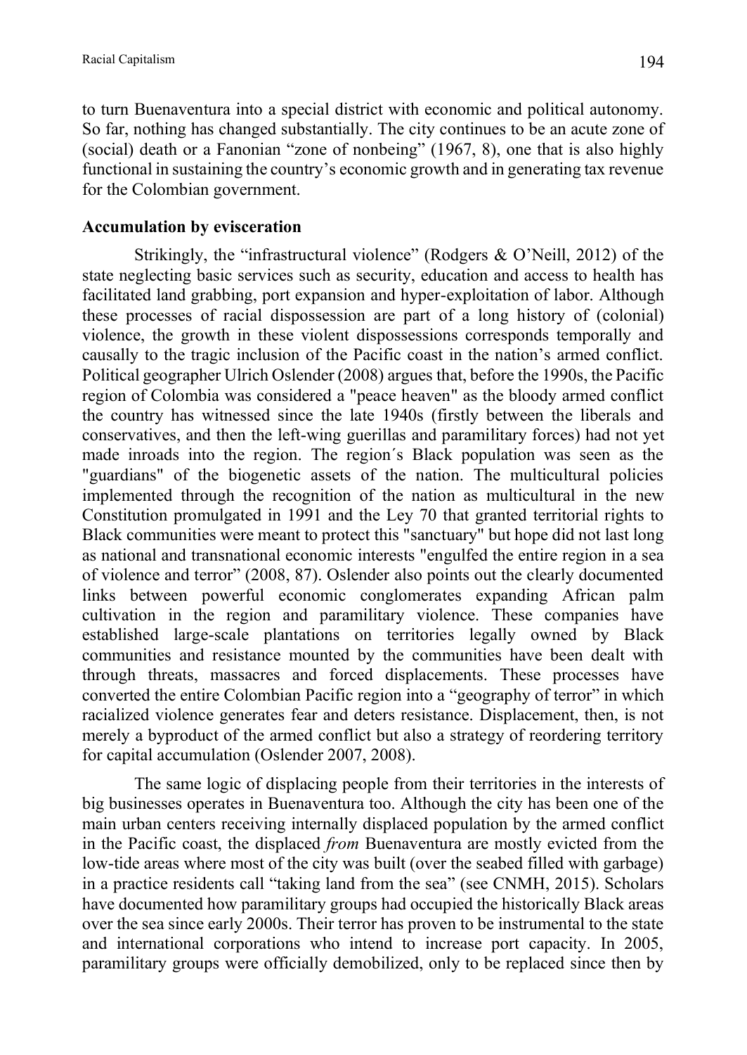to turn Buenaventura into a special district with economic and political autonomy. So far, nothing has changed substantially. The city continues to be an acute zone of (social) death or a Fanonian "zone of nonbeing" (1967, 8), one that is also highly functional in sustaining the country's economic growth and in generating tax revenue for the Colombian government.

**Accumulation by evisceration**

Strikingly, the "infrastructural violence" (Rodgers & O'Neill, 2012) of the state neglecting basic services such as security, education and access to health has facilitated land grabbing, port expansion and hyper-exploitation of labor. Although these processes of racial dispossession are part of a long history of (colonial) violence, the growth in these violent dispossessions corresponds temporally and causally to the tragic inclusion of the Pacific coast in the nation's armed conflict. Political geographer Ulrich Oslender (2008) argues that, before the 1990s, the Pacific region of Colombia was considered a "peace heaven" as the bloody armed conflict the country has witnessed since the late 1940s (firstly between the liberals and conservatives, and then the left-wing guerillas and paramilitary forces) had not yet made inroads into the region. The region´s Black population was seen as the "guardians" of the biogenetic assets of the nation. The multicultural policies implemented through the recognition of the nation as multicultural in the new Constitution promulgated in 1991 and the Ley 70 that granted territorial rights to Black communities were meant to protect this "sanctuary" but hope did not last long as national and transnational economic interests "engulfed the entire region in a sea of violence and terror" (2008, 87). Oslender also points out the clearly documented links between powerful economic conglomerates expanding African palm cultivation in the region and paramilitary violence. These companies have established large-scale plantations on territories legally owned by Black communities and resistance mounted by the communities have been dealt with through threats, massacres and forced displacements. These processes have converted the entire Colombian Pacific region into a "geography of terror" in which racialized violence generates fear and deters resistance. Displacement, then, is not merely a byproduct of the armed conflict but also a strategy of reordering territory for capital accumulation (Oslender 2007, 2008).

The same logic of displacing people from their territories in the interests of big businesses operates in Buenaventura too. Although the city has been one of the main urban centers receiving internally displaced population by the armed conflict in the Pacific coast, the displaced *from* Buenaventura are mostly evicted from the low-tide areas where most of the city was built (over the seabed filled with garbage) in a practice residents call "taking land from the sea" (see CNMH, 2015). Scholars have documented how paramilitary groups had occupied the historically Black areas over the sea since early 2000s. Their terror has proven to be instrumental to the state and international corporations who intend to increase port capacity. In 2005, paramilitary groups were officially demobilized, only to be replaced since then by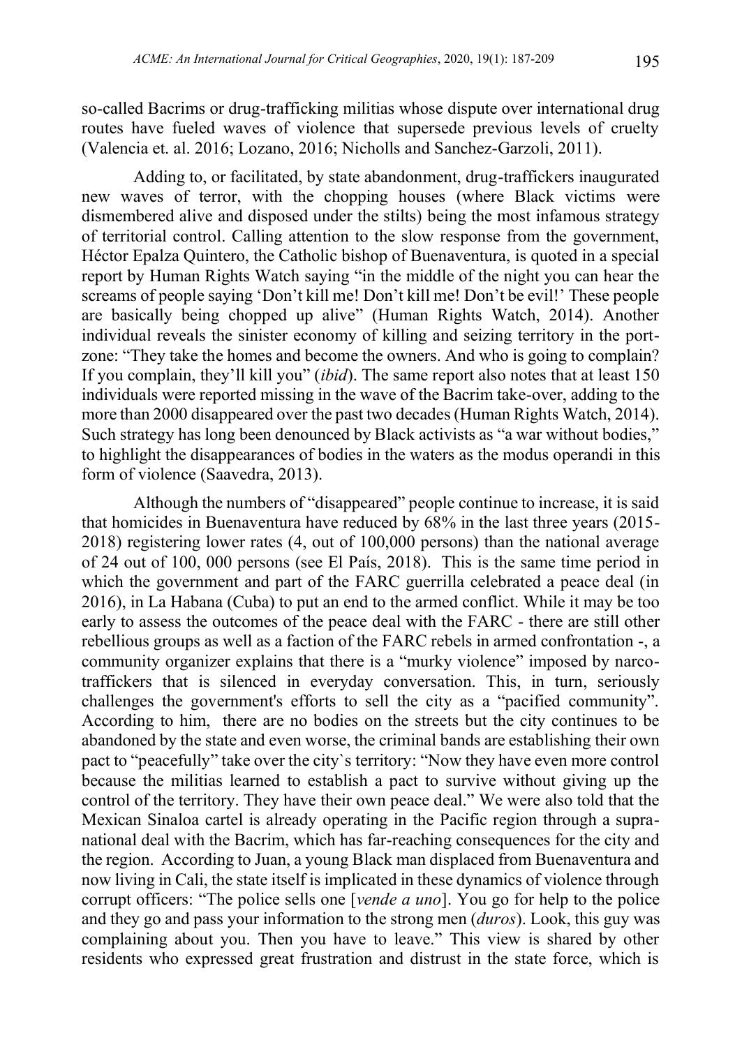so-called Bacrims or drug-trafficking militias whose dispute over international drug routes have fueled waves of violence that supersede previous levels of cruelty (Valencia et. al. 2016; Lozano, 2016; Nicholls and Sanchez-Garzoli, 2011).

Adding to, or facilitated, by state abandonment, drug-traffickers inaugurated new waves of terror, with the chopping houses (where Black victims were dismembered alive and disposed under the stilts) being the most infamous strategy of territorial control. Calling attention to the slow response from the government, Héctor Epalza Quintero, the Catholic bishop of Buenaventura, is quoted in a special report by Human Rights Watch saying "in the middle of the night you can hear the screams of people saying 'Don't kill me! Don't kill me! Don't be evil!' These people are basically being chopped up alive" (Human Rights Watch, 2014). Another individual reveals the sinister economy of killing and seizing territory in the port-zone: "They take the homes and become the owners. And who is going to complain? If you complain, they'll kill you" (*ibid*). The same report also notes that at least 150 individuals were reported missing in the wave of the Bacrim take-over, adding to the more than 2000 disappeared over the past two decades (Human Rights Watch, 2014). Such strategy has long been denounced by Black activists as "a war without bodies," to highlight the disappearances of bodies in the waters as the modus operandi in this form of violence (Saavedra, 2013).

Although the numbers of "disappeared" people continue to increase, it is said that homicides in Buenaventura have reduced by 68% in the last three years (2015-2018) registering lower rates (4, out of 100,000 persons) than the national average of 24 out of 100, 000 persons (see El País, 2018). This is the same time period in which the government and part of the FARC guerrilla celebrated a peace deal (in 2016), in La Habana (Cuba) to put an end to the armed conflict. While it may be too early to assess the outcomes of the peace deal with the FARC - there are still other rebellious groups as well as a faction of the FARC rebels in armed confrontation -, a community organizer explains that there is a "murky violence" imposed by narco-traffickers that is silenced in everyday conversation. This, in turn, seriously challenges the government's efforts to sell the city as a "pacified community". According to him, there are no bodies on the streets but the city continues to be abandoned by the state and even worse, the criminal bands are establishing their own pact to "peacefully" take over the city`s territory: "Now they have even more control because the militias learned to establish a pact to survive without giving up the control of the territory. They have their own peace deal." We were also told that the Mexican Sinaloa cartel is already operating in the Pacific region through a supra-national deal with the Bacrim, which has far-reaching consequences for the city and the region. According to Juan, a young Black man displaced from Buenaventura and now living in Cali, the state itself is implicated in these dynamics of violence through corrupt officers: "The police sells one [*vende a uno*]. You go for help to the police and they go and pass your information to the strong men (*duros*). Look, this guy was complaining about you. Then you have to leave." This view is shared by other residents who expressed great frustration and distrust in the state force, which is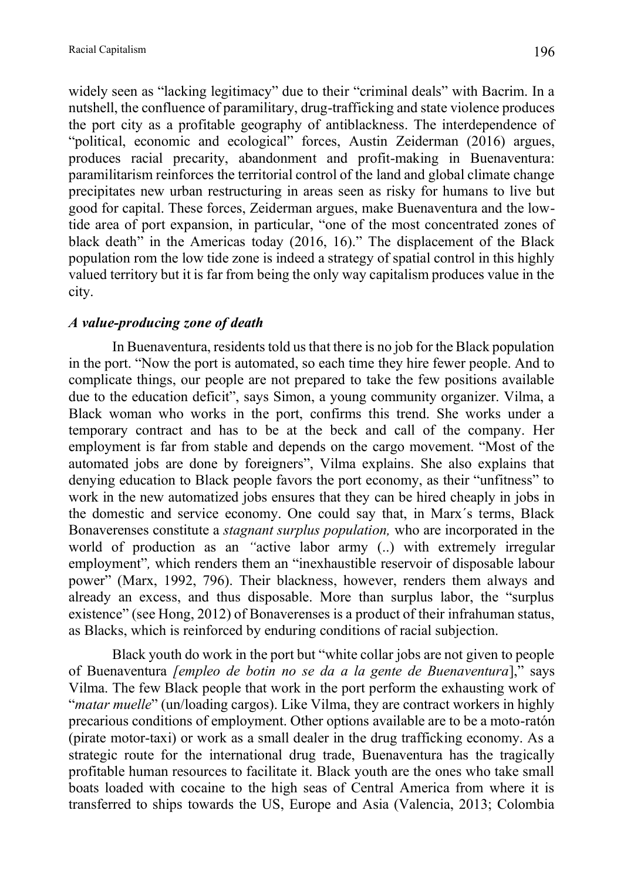widely seen as "lacking legitimacy" due to their "criminal deals" with Bacrim. In a nutshell, the confluence of paramilitary, drug-trafficking and state violence produces the port city as a profitable geography of antiblackness. The interdependence of "political, economic and ecological" forces, Austin Zeiderman (2016) argues, produces racial precarity, abandonment and profit-making in Buenaventura: paramilitarism reinforces the territorial control of the land and global climate change precipitates new urban restructuring in areas seen as risky for humans to live but good for capital. These forces, Zeiderman argues, make Buenaventura and the low-tide area of port expansion, in particular, "one of the most concentrated zones of black death" in the Americas today (2016, 16)." The displacement of the Black population rom the low tide zone is indeed a strategy of spatial control in this highly valued territory but it is far from being the only way capitalism produces value in the city.

### *A value-producing zone of death*

In Buenaventura, residents told us that there is no job for the Black population in the port. "Now the port is automated, so each time they hire fewer people. And to complicate things, our people are not prepared to take the few positions available due to the education deficit", says Simon, a young community organizer. Vilma, a Black woman who works in the port, confirms this trend. She works under a temporary contract and has to be at the beck and call of the company. Her employment is far from stable and depends on the cargo movement. "Most of the automated jobs are done by foreigners", Vilma explains. She also explains that denying education to Black people favors the port economy, as their "unfitness" to work in the new automatized jobs ensures that they can be hired cheaply in jobs in the domestic and service economy. One could say that, in Marx´s terms, Black Bonaverenses constitute a *stagnant surplus population,* who are incorporated in the world of production as an *"*active labor army (..) with extremely irregular employment"*,* which renders them an "inexhaustible reservoir of disposable labour power" (Marx, 1992, 796). Their blackness, however, renders them always and already an excess, and thus disposable. More than surplus labor, the "surplus existence" (see Hong, 2012) of Bonaverenses is a product of their infrahuman status, as Blacks, which is reinforced by enduring conditions of racial subjection.

Black youth do work in the port but "white collar jobs are not given to people of Buenaventura *[empleo de botin no se da a la gente de Buenaventura*]," says Vilma. The few Black people that work in the port perform the exhausting work of "*matar muelle*" (un/loading cargos). Like Vilma, they are contract workers in highly precarious conditions of employment. Other options available are to be a moto-ratón (pirate motor-taxi) or work as a small dealer in the drug trafficking economy. As a strategic route for the international drug trade, Buenaventura has the tragically profitable human resources to facilitate it. Black youth are the ones who take small boats loaded with cocaine to the high seas of Central America from where it is transferred to ships towards the US, Europe and Asia (Valencia, 2013; Colombia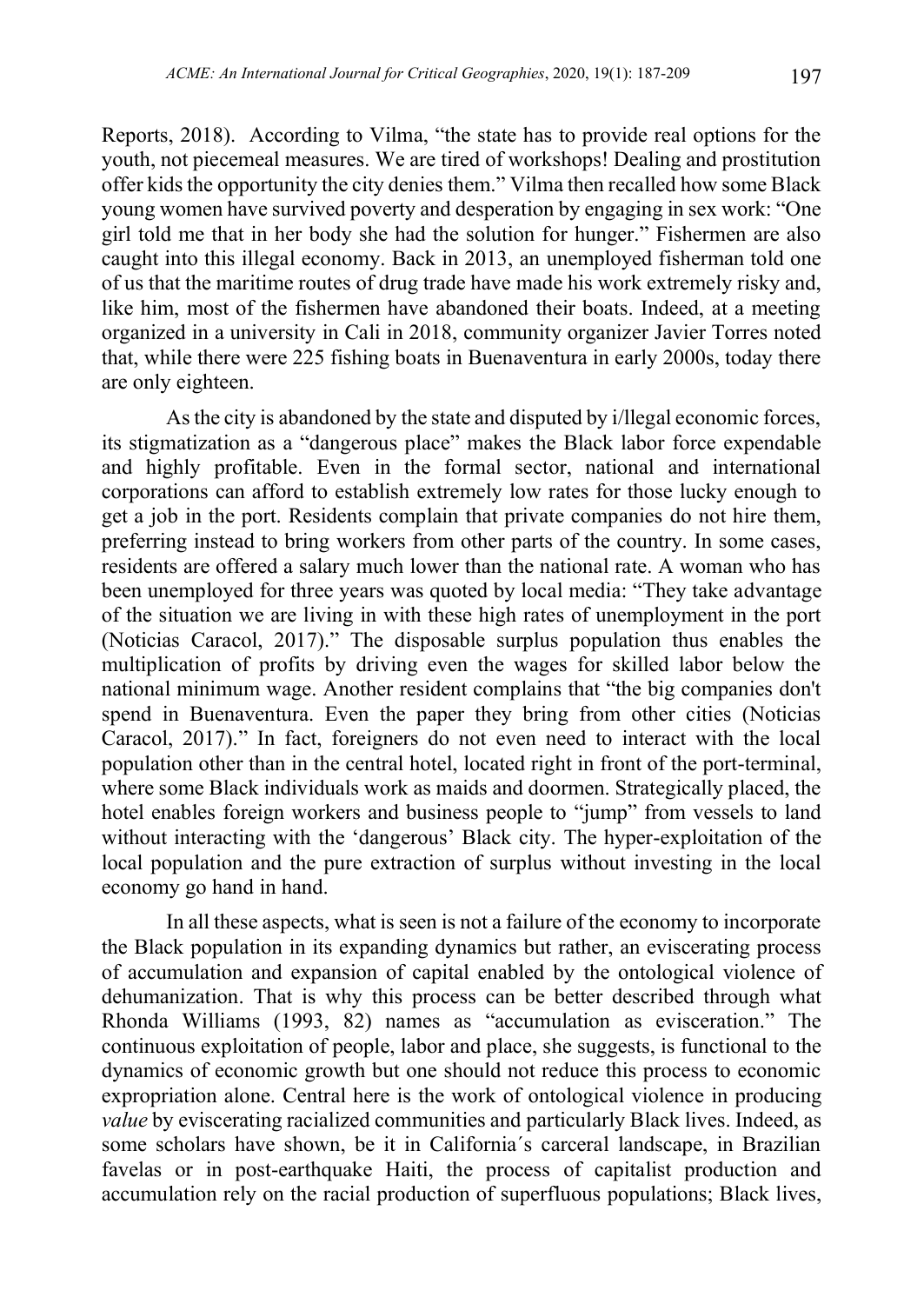Reports, 2018). According to Vilma, "the state has to provide real options for the youth, not piecemeal measures. We are tired of workshops! Dealing and prostitution offer kids the opportunity the city denies them." Vilma then recalled how some Black young women have survived poverty and desperation by engaging in sex work: "One girl told me that in her body she had the solution for hunger." Fishermen are also caught into this illegal economy. Back in 2013, an unemployed fisherman told one of us that the maritime routes of drug trade have made his work extremely risky and, like him, most of the fishermen have abandoned their boats. Indeed, at a meeting organized in a university in Cali in 2018, community organizer Javier Torres noted that, while there were 225 fishing boats in Buenaventura in early 2000s, today there are only eighteen.

As the city is abandoned by the state and disputed by i/llegal economic forces, its stigmatization as a "dangerous place" makes the Black labor force expendable and highly profitable. Even in the formal sector, national and international corporations can afford to establish extremely low rates for those lucky enough to get a job in the port. Residents complain that private companies do not hire them, preferring instead to bring workers from other parts of the country. In some cases, residents are offered a salary much lower than the national rate. A woman who has been unemployed for three years was quoted by local media: "They take advantage of the situation we are living in with these high rates of unemployment in the port (Noticias Caracol, 2017)." The disposable surplus population thus enables the multiplication of profits by driving even the wages for skilled labor below the national minimum wage. Another resident complains that "the big companies don't spend in Buenaventura. Even the paper they bring from other cities (Noticias Caracol, 2017)." In fact, foreigners do not even need to interact with the local population other than in the central hotel, located right in front of the port-terminal, where some Black individuals work as maids and doormen. Strategically placed, the hotel enables foreign workers and business people to "jump" from vessels to land without interacting with the 'dangerous' Black city. The hyper-exploitation of the local population and the pure extraction of surplus without investing in the local economy go hand in hand.

In all these aspects, what is seen is not a failure of the economy to incorporate the Black population in its expanding dynamics but rather, an eviscerating process of accumulation and expansion of capital enabled by the ontological violence of dehumanization. That is why this process can be better described through what Rhonda Williams (1993, 82) names as "accumulation as evisceration." The continuous exploitation of people, labor and place, she suggests, is functional to the dynamics of economic growth but one should not reduce this process to economic expropriation alone. Central here is the work of ontological violence in producing *value* by eviscerating racialized communities and particularly Black lives. Indeed, as some scholars have shown, be it in California´s carceral landscape, in Brazilian favelas or in post-earthquake Haiti, the process of capitalist production and accumulation rely on the racial production of superfluous populations; Black lives,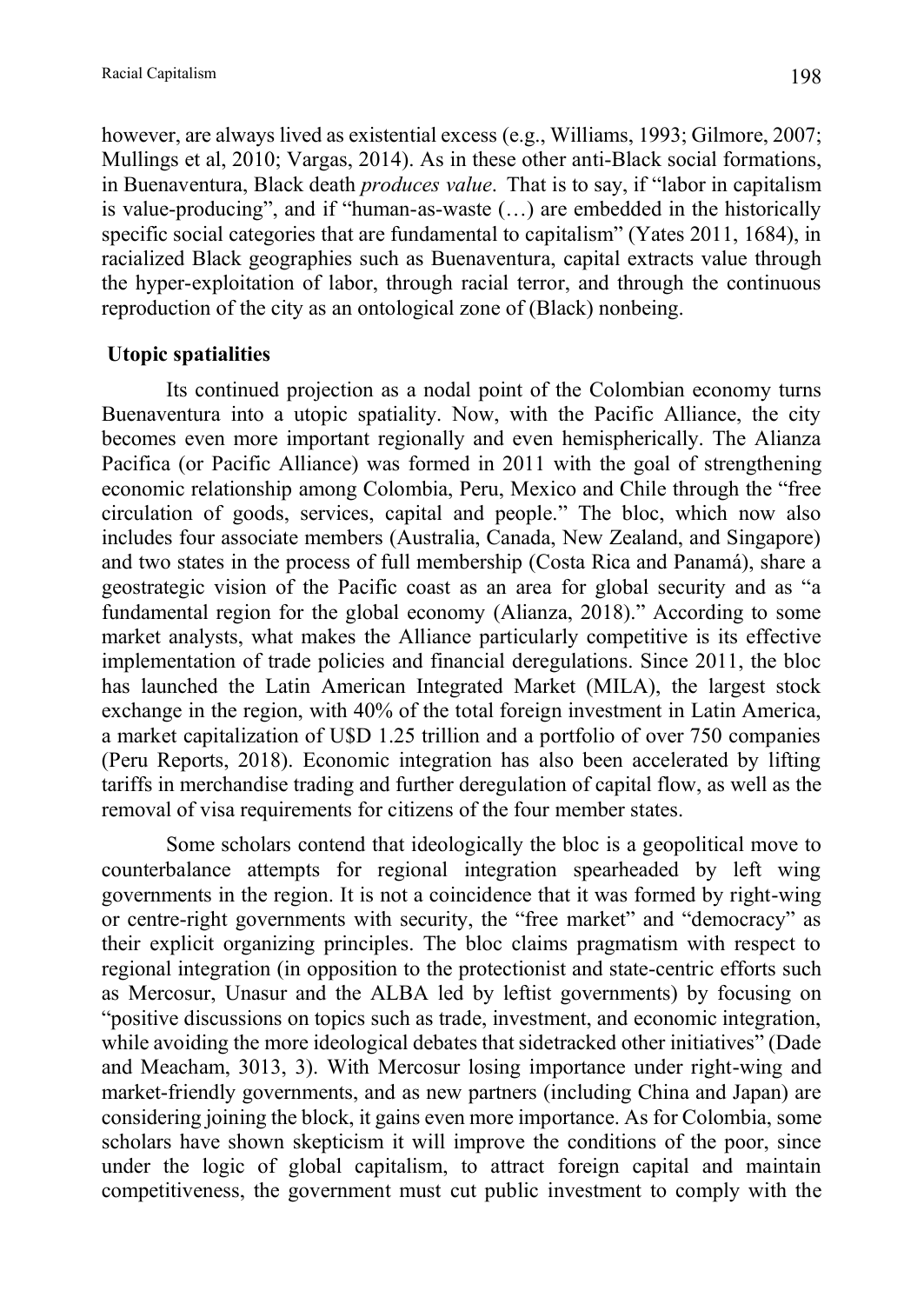however, are always lived as existential excess (e.g., Williams, 1993; Gilmore, 2007; Mullings et al, 2010; Vargas, 2014). As in these other anti-Black social formations, in Buenaventura, Black death *produces value*. That is to say, if "labor in capitalism is value-producing", and if "human-as-waste (…) are embedded in the historically specific social categories that are fundamental to capitalism" (Yates 2011, 1684), in racialized Black geographies such as Buenaventura, capital extracts value through the hyper-exploitation of labor, through racial terror, and through the continuous reproduction of the city as an ontological zone of (Black) nonbeing.

**Utopic spatialities**

Its continued projection as a nodal point of the Colombian economy turns Buenaventura into a utopic spatiality. Now, with the Pacific Alliance, the city becomes even more important regionally and even hemispherically. The Alianza Pacifica (or Pacific Alliance) was formed in 2011 with the goal of strengthening economic relationship among Colombia, Peru, Mexico and Chile through the "free circulation of goods, services, capital and people." The bloc, which now also includes four associate members (Australia, Canada, New Zealand, and Singapore) and two states in the process of full membership (Costa Rica and Panamá), share a geostrategic vision of the Pacific coast as an area for global security and as "a fundamental region for the global economy (Alianza, 2018)." According to some market analysts, what makes the Alliance particularly competitive is its effective implementation of trade policies and financial deregulations. Since 2011, the bloc has launched the Latin American Integrated Market (MILA), the largest stock exchange in the region, with 40% of the total foreign investment in Latin America, a market capitalization of U$D 1.25 trillion and a portfolio of over 750 companies (Peru Reports, 2018). Economic integration has also been accelerated by lifting tariffs in merchandise trading and further deregulation of capital flow, as well as the removal of visa requirements for citizens of the four member states.

Some scholars contend that ideologically the bloc is a geopolitical move to counterbalance attempts for regional integration spearheaded by left wing governments in the region. It is not a coincidence that it was formed by right-wing or centre-right governments with security, the "free market" and "democracy" as their explicit organizing principles. The bloc claims pragmatism with respect to regional integration (in opposition to the protectionist and state-centric efforts such as Mercosur, Unasur and the ALBA led by leftist governments) by focusing on "positive discussions on topics such as trade, investment, and economic integration, while avoiding the more ideological debates that sidetracked other initiatives" (Dade and Meacham, 3013, 3). With Mercosur losing importance under right-wing and market-friendly governments, and as new partners (including China and Japan) are considering joining the block, it gains even more importance. As for Colombia, some scholars have shown skepticism it will improve the conditions of the poor, since under the logic of global capitalism, to attract foreign capital and maintain competitiveness, the government must cut public investment to comply with the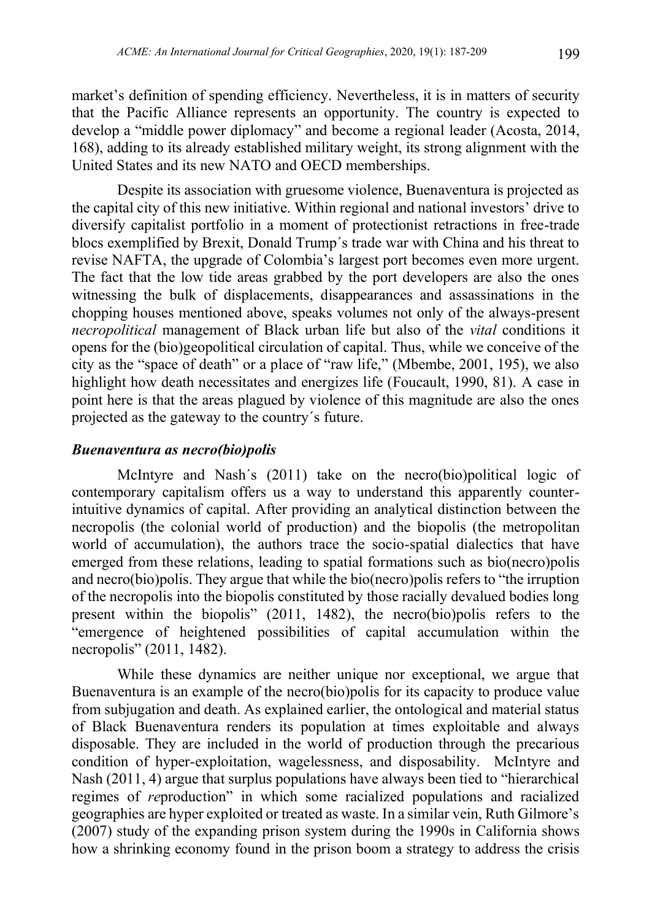market's definition of spending efficiency. Nevertheless, it is in matters of security that the Pacific Alliance represents an opportunity. The country is expected to develop a "middle power diplomacy" and become a regional leader (Acosta, 2014, 168), adding to its already established military weight, its strong alignment with the United States and its new NATO and OECD memberships.

Despite its association with gruesome violence, Buenaventura is projected as the capital city of this new initiative. Within regional and national investors' drive to diversify capitalist portfolio in a moment of protectionist retractions in free-trade blocs exemplified by Brexit, Donald Trump´s trade war with China and his threat to revise NAFTA, the upgrade of Colombia's largest port becomes even more urgent. The fact that the low tide areas grabbed by the port developers are also the ones witnessing the bulk of displacements, disappearances and assassinations in the chopping houses mentioned above, speaks volumes not only of the always-present *necropolitical* management of Black urban life but also of the *vital* conditions it opens for the (bio)geopolitical circulation of capital. Thus, while we conceive of the city as the "space of death" or a place of "raw life," (Mbembe, 2001, 195), we also highlight how death necessitates and energizes life (Foucault, 1990, 81). A case in point here is that the areas plagued by violence of this magnitude are also the ones projected as the gateway to the country´s future.

### *Buenaventura as necro(bio)polis*

McIntyre and Nash´s (2011) take on the necro(bio)political logic of contemporary capitalism offers us a way to understand this apparently counter-intuitive dynamics of capital. After providing an analytical distinction between the necropolis (the colonial world of production) and the biopolis (the metropolitan world of accumulation), the authors trace the socio-spatial dialectics that have emerged from these relations, leading to spatial formations such as bio(necro)polis and necro(bio)polis. They argue that while the bio(necro)polis refers to "the irruption of the necropolis into the biopolis constituted by those racially devalued bodies long present within the biopolis" (2011, 1482), the necro(bio)polis refers to the "emergence of heightened possibilities of capital accumulation within the necropolis" (2011, 1482).

While these dynamics are neither unique nor exceptional, we argue that Buenaventura is an example of the necro(bio)polis for its capacity to produce value from subjugation and death. As explained earlier, the ontological and material status of Black Buenaventura renders its population at times exploitable and always disposable. They are included in the world of production through the precarious condition of hyper-exploitation, wagelessness, and disposability. McIntyre and Nash (2011, 4) argue that surplus populations have always been tied to "hierarchical regimes of *re*production" in which some racialized populations and racialized geographies are hyper exploited or treated as waste. In a similar vein, Ruth Gilmore's (2007) study of the expanding prison system during the 1990s in California shows how a shrinking economy found in the prison boom a strategy to address the crisis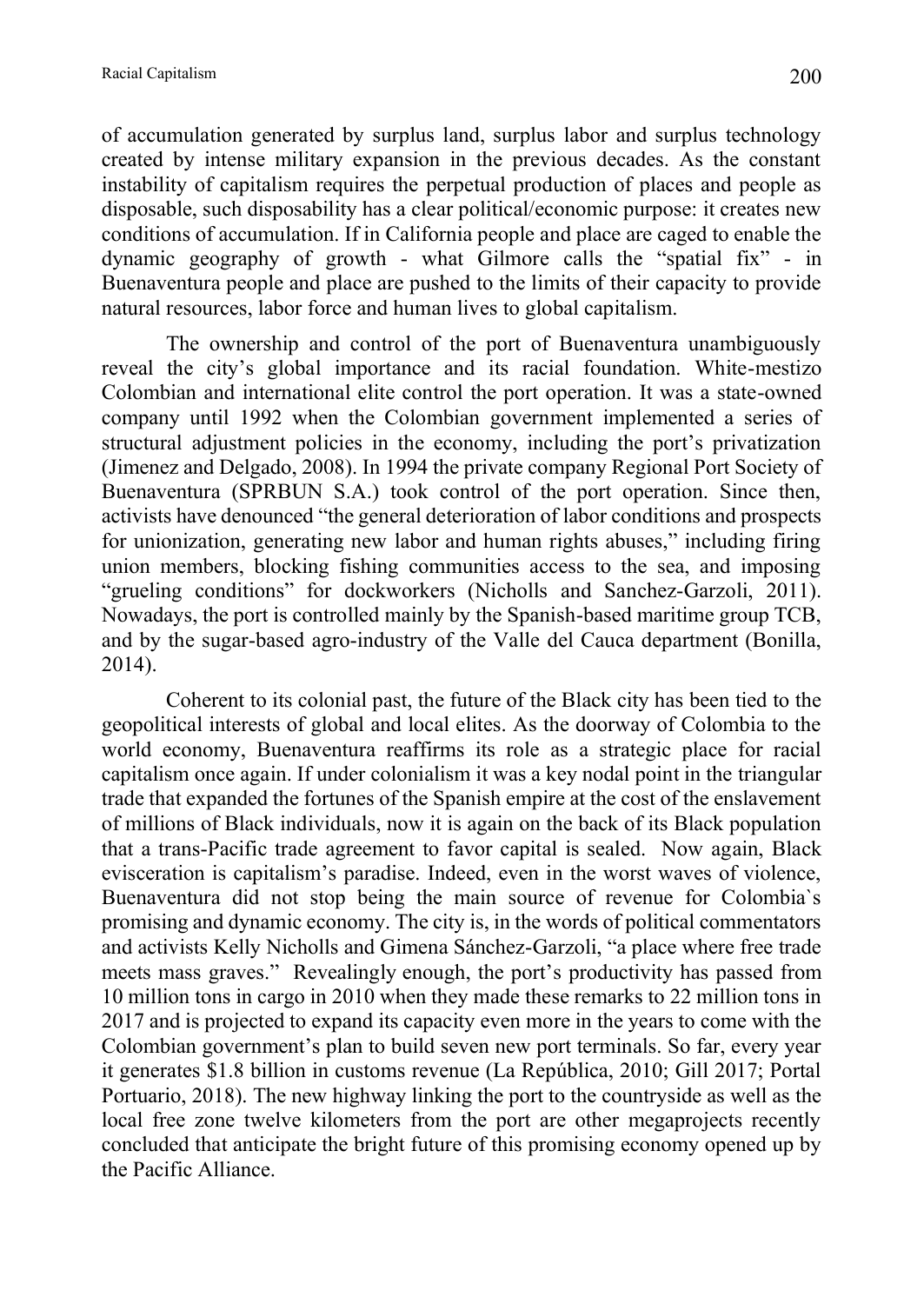of accumulation generated by surplus land, surplus labor and surplus technology created by intense military expansion in the previous decades. As the constant instability of capitalism requires the perpetual production of places and people as disposable, such disposability has a clear political/economic purpose: it creates new conditions of accumulation. If in California people and place are caged to enable the dynamic geography of growth - what Gilmore calls the "spatial fix" - in Buenaventura people and place are pushed to the limits of their capacity to provide natural resources, labor force and human lives to global capitalism.

The ownership and control of the port of Buenaventura unambiguously reveal the city's global importance and its racial foundation. White-mestizo Colombian and international elite control the port operation. It was a state-owned company until 1992 when the Colombian government implemented a series of structural adjustment policies in the economy, including the port's privatization (Jimenez and Delgado, 2008). In 1994 the private company Regional Port Society of Buenaventura (SPRBUN S.A.) took control of the port operation. Since then, activists have denounced "the general deterioration of labor conditions and prospects for unionization, generating new labor and human rights abuses," including firing union members, blocking fishing communities access to the sea, and imposing "grueling conditions" for dockworkers (Nicholls and Sanchez-Garzoli, 2011). Nowadays, the port is controlled mainly by the Spanish-based maritime group TCB, and by the sugar-based agro-industry of the Valle del Cauca department (Bonilla, 2014).

Coherent to its colonial past, the future of the Black city has been tied to the geopolitical interests of global and local elites. As the doorway of Colombia to the world economy, Buenaventura reaffirms its role as a strategic place for racial capitalism once again. If under colonialism it was a key nodal point in the triangular trade that expanded the fortunes of the Spanish empire at the cost of the enslavement of millions of Black individuals, now it is again on the back of its Black population that a trans-Pacific trade agreement to favor capital is sealed. Now again, Black evisceration is capitalism's paradise. Indeed, even in the worst waves of violence, Buenaventura did not stop being the main source of revenue for Colombia`s promising and dynamic economy. The city is, in the words of political commentators and activists Kelly Nicholls and Gimena Sánchez-Garzoli, "a place where free trade meets mass graves." Revealingly enough, the port's productivity has passed from 10 million tons in cargo in 2010 when they made these remarks to 22 million tons in 2017 and is projected to expand its capacity even more in the years to come with the Colombian government's plan to build seven new port terminals. So far, every year it generates $1.8 billion in customs revenue (La República, 2010; Gill 2017; Portal Portuario, 2018). The new highway linking the port to the countryside as well as the local free zone twelve kilometers from the port are other megaprojects recently concluded that anticipate the bright future of this promising economy opened up by the Pacific Alliance.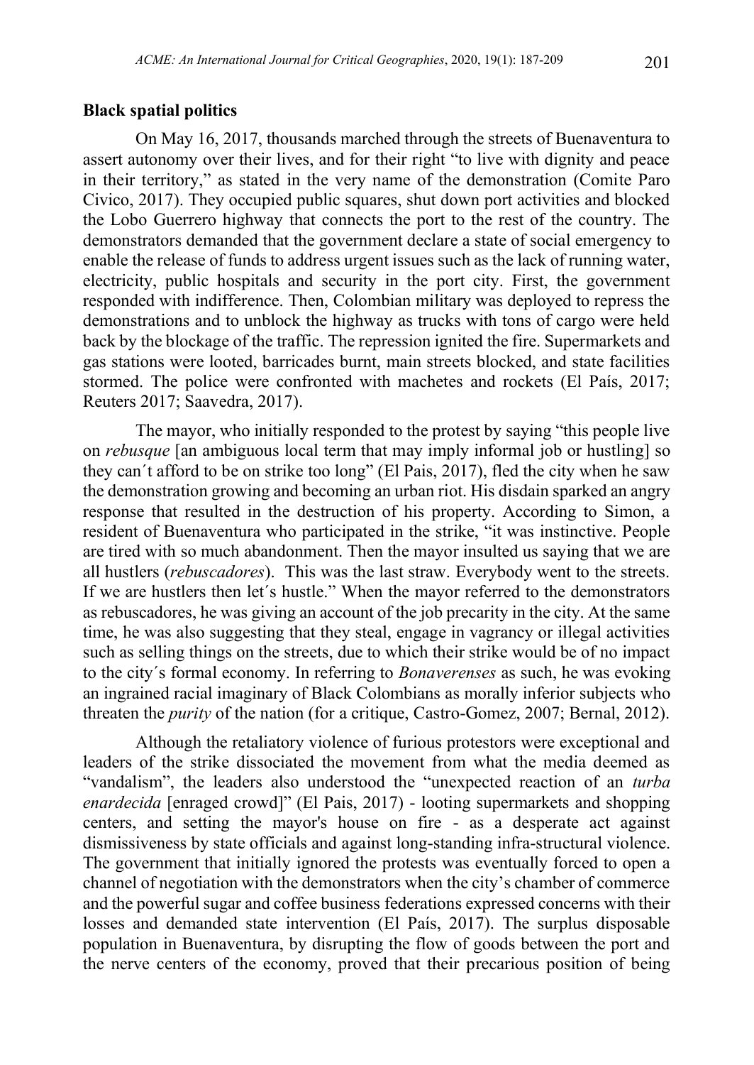**Black spatial politics**

On May 16, 2017, thousands marched through the streets of Buenaventura to assert autonomy over their lives, and for their right "to live with dignity and peace in their territory," as stated in the very name of the demonstration (Comite Paro Civico, 2017). They occupied public squares, shut down port activities and blocked the Lobo Guerrero highway that connects the port to the rest of the country. The demonstrators demanded that the government declare a state of social emergency to enable the release of funds to address urgent issues such as the lack of running water, electricity, public hospitals and security in the port city. First, the government responded with indifference. Then, Colombian military was deployed to repress the demonstrations and to unblock the highway as trucks with tons of cargo were held back by the blockage of the traffic. The repression ignited the fire. Supermarkets and gas stations were looted, barricades burnt, main streets blocked, and state facilities stormed. The police were confronted with machetes and rockets (El País, 2017; Reuters 2017; Saavedra, 2017).

The mayor, who initially responded to the protest by saying "this people live on *rebusque* [an ambiguous local term that may imply informal job or hustling] so they can´t afford to be on strike too long" (El Pais, 2017), fled the city when he saw the demonstration growing and becoming an urban riot. His disdain sparked an angry response that resulted in the destruction of his property. According to Simon, a resident of Buenaventura who participated in the strike, "it was instinctive. People are tired with so much abandonment. Then the mayor insulted us saying that we are all hustlers (*rebuscadores*). This was the last straw. Everybody went to the streets. If we are hustlers then let´s hustle." When the mayor referred to the demonstrators as rebuscadores, he was giving an account of the job precarity in the city. At the same time, he was also suggesting that they steal, engage in vagrancy or illegal activities such as selling things on the streets, due to which their strike would be of no impact to the city´s formal economy. In referring to *Bonaverenses* as such, he was evoking an ingrained racial imaginary of Black Colombians as morally inferior subjects who threaten the *purity* of the nation (for a critique, Castro-Gomez, 2007; Bernal, 2012).

Although the retaliatory violence of furious protestors were exceptional and leaders of the strike dissociated the movement from what the media deemed as "vandalism", the leaders also understood the "unexpected reaction of an *turba enardecida* [enraged crowd]" (El Pais, 2017) - looting supermarkets and shopping centers, and setting the mayor's house on fire - as a desperate act against dismissiveness by state officials and against long-standing infra-structural violence. The government that initially ignored the protests was eventually forced to open a channel of negotiation with the demonstrators when the city's chamber of commerce and the powerful sugar and coffee business federations expressed concerns with their losses and demanded state intervention (El País, 2017). The surplus disposable population in Buenaventura, by disrupting the flow of goods between the port and the nerve centers of the economy, proved that their precarious position of being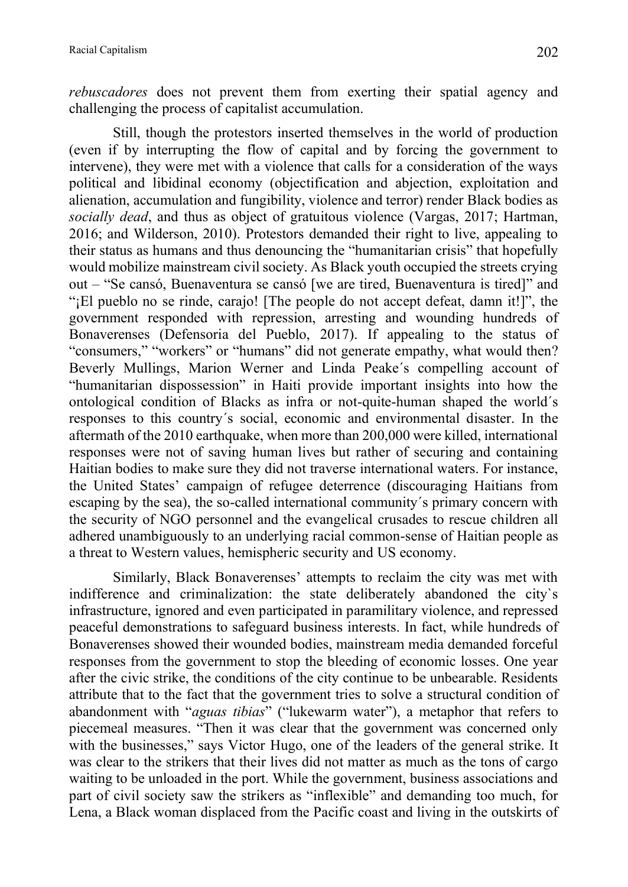*rebuscadores* does not prevent them from exerting their spatial agency and challenging the process of capitalist accumulation.

Still, though the protestors inserted themselves in the world of production (even if by interrupting the flow of capital and by forcing the government to intervene), they were met with a violence that calls for a consideration of the ways political and libidinal economy (objectification and abjection, exploitation and alienation, accumulation and fungibility, violence and terror) render Black bodies as *socially dead*, and thus as object of gratuitous violence (Vargas, 2017; Hartman, 2016; and Wilderson, 2010). Protestors demanded their right to live, appealing to their status as humans and thus denouncing the "humanitarian crisis" that hopefully would mobilize mainstream civil society. As Black youth occupied the streets crying out – "Se cansó, Buenaventura se cansó [we are tired, Buenaventura is tired]" and "¡El pueblo no se rinde, carajo! [The people do not accept defeat, damn it!]", the government responded with repression, arresting and wounding hundreds of Bonaverenses (Defensoria del Pueblo, 2017). If appealing to the status of "consumers," "workers" or "humans" did not generate empathy, what would then? Beverly Mullings, Marion Werner and Linda Peake´s compelling account of "humanitarian dispossession" in Haiti provide important insights into how the ontological condition of Blacks as infra or not-quite-human shaped the world´s responses to this country´s social, economic and environmental disaster. In the aftermath of the 2010 earthquake, when more than 200,000 were killed, international responses were not of saving human lives but rather of securing and containing Haitian bodies to make sure they did not traverse international waters. For instance, the United States' campaign of refugee deterrence (discouraging Haitians from escaping by the sea), the so-called international community´s primary concern with the security of NGO personnel and the evangelical crusades to rescue children all adhered unambiguously to an underlying racial common-sense of Haitian people as a threat to Western values, hemispheric security and US economy.

Similarly, Black Bonaverenses' attempts to reclaim the city was met with indifference and criminalization: the state deliberately abandoned the city`s infrastructure, ignored and even participated in paramilitary violence, and repressed peaceful demonstrations to safeguard business interests. In fact, while hundreds of Bonaverenses showed their wounded bodies, mainstream media demanded forceful responses from the government to stop the bleeding of economic losses. One year after the civic strike, the conditions of the city continue to be unbearable. Residents attribute that to the fact that the government tries to solve a structural condition of abandonment with "*aguas tibias*" ("lukewarm water"), a metaphor that refers to piecemeal measures. "Then it was clear that the government was concerned only with the businesses," says Victor Hugo, one of the leaders of the general strike. It was clear to the strikers that their lives did not matter as much as the tons of cargo waiting to be unloaded in the port. While the government, business associations and part of civil society saw the strikers as "inflexible" and demanding too much, for Lena, a Black woman displaced from the Pacific coast and living in the outskirts of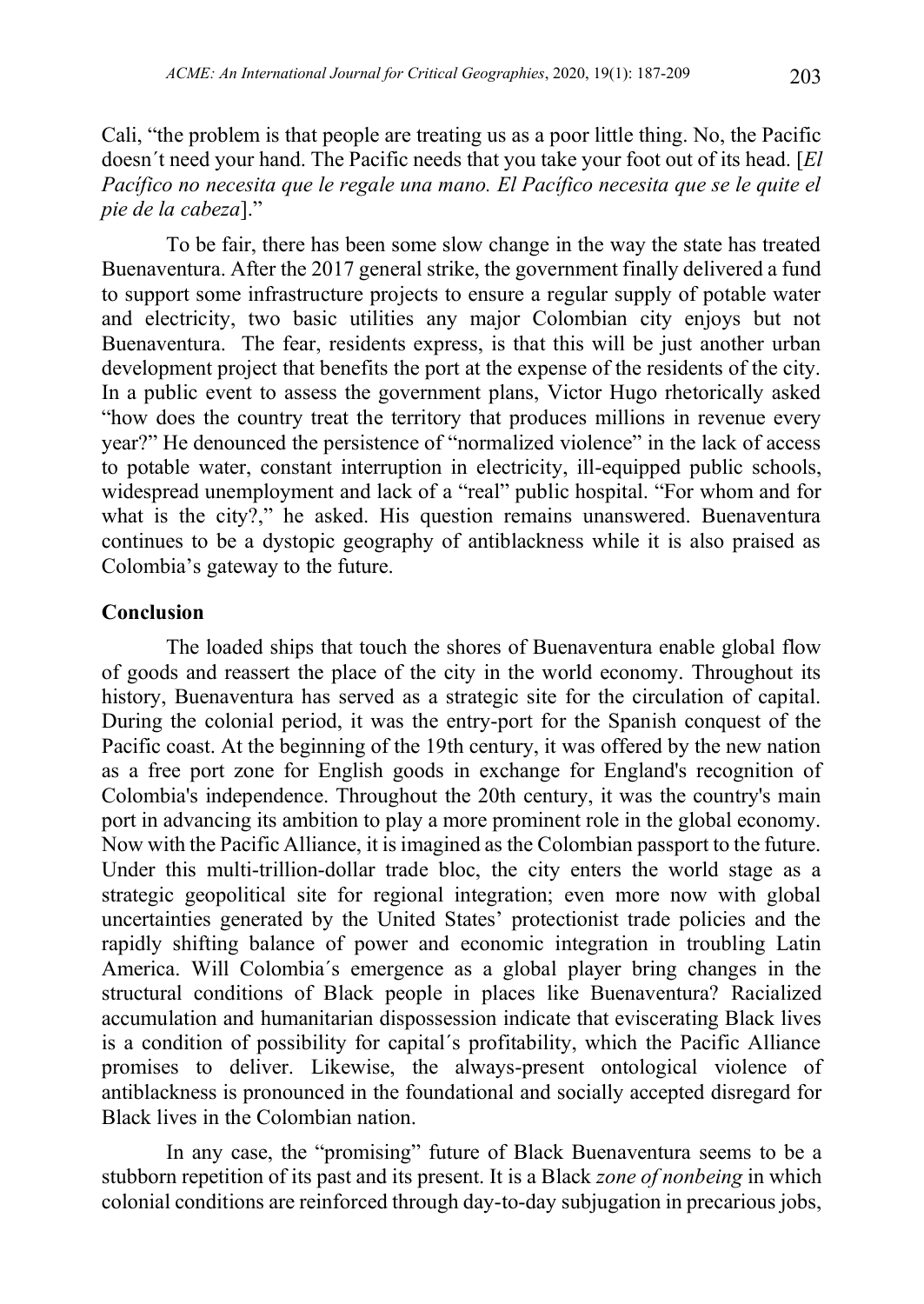Cali, "the problem is that people are treating us as a poor little thing. No, the Pacific doesn´t need your hand. The Pacific needs that you take your foot out of its head. [*El Pacífico no necesita que le regale una mano. El Pacífico necesita que se le quite el pie de la cabeza*]."

To be fair, there has been some slow change in the way the state has treated Buenaventura. After the 2017 general strike, the government finally delivered a fund to support some infrastructure projects to ensure a regular supply of potable water and electricity, two basic utilities any major Colombian city enjoys but not Buenaventura. The fear, residents express, is that this will be just another urban development project that benefits the port at the expense of the residents of the city. In a public event to assess the government plans, Victor Hugo rhetorically asked "how does the country treat the territory that produces millions in revenue every year?" He denounced the persistence of "normalized violence" in the lack of access to potable water, constant interruption in electricity, ill-equipped public schools, widespread unemployment and lack of a "real" public hospital. "For whom and for what is the city?," he asked. His question remains unanswered. Buenaventura continues to be a dystopic geography of antiblackness while it is also praised as Colombia's gateway to the future.

## Conclusion

The loaded ships that touch the shores of Buenaventura enable global flow of goods and reassert the place of the city in the world economy. Throughout its history, Buenaventura has served as a strategic site for the circulation of capital. During the colonial period, it was the entry-port for the Spanish conquest of the Pacific coast. At the beginning of the 19th century, it was offered by the new nation as a free port zone for English goods in exchange for England's recognition of Colombia's independence. Throughout the 20th century, it was the country's main port in advancing its ambition to play a more prominent role in the global economy. Now with the Pacific Alliance, it is imagined as the Colombian passport to the future. Under this multi-trillion-dollar trade bloc, the city enters the world stage as a strategic geopolitical site for regional integration; even more now with global uncertainties generated by the United States' protectionist trade policies and the rapidly shifting balance of power and economic integration in troubling Latin America. Will Colombia´s emergence as a global player bring changes in the structural conditions of Black people in places like Buenaventura? Racialized accumulation and humanitarian dispossession indicate that eviscerating Black lives is a condition of possibility for capital´s profitability, which the Pacific Alliance promises to deliver. Likewise, the always-present ontological violence of antiblackness is pronounced in the foundational and socially accepted disregard for Black lives in the Colombian nation.

In any case, the "promising" future of Black Buenaventura seems to be a stubborn repetition of its past and its present. It is a Black *zone of nonbeing* in which colonial conditions are reinforced through day-to-day subjugation in precarious jobs,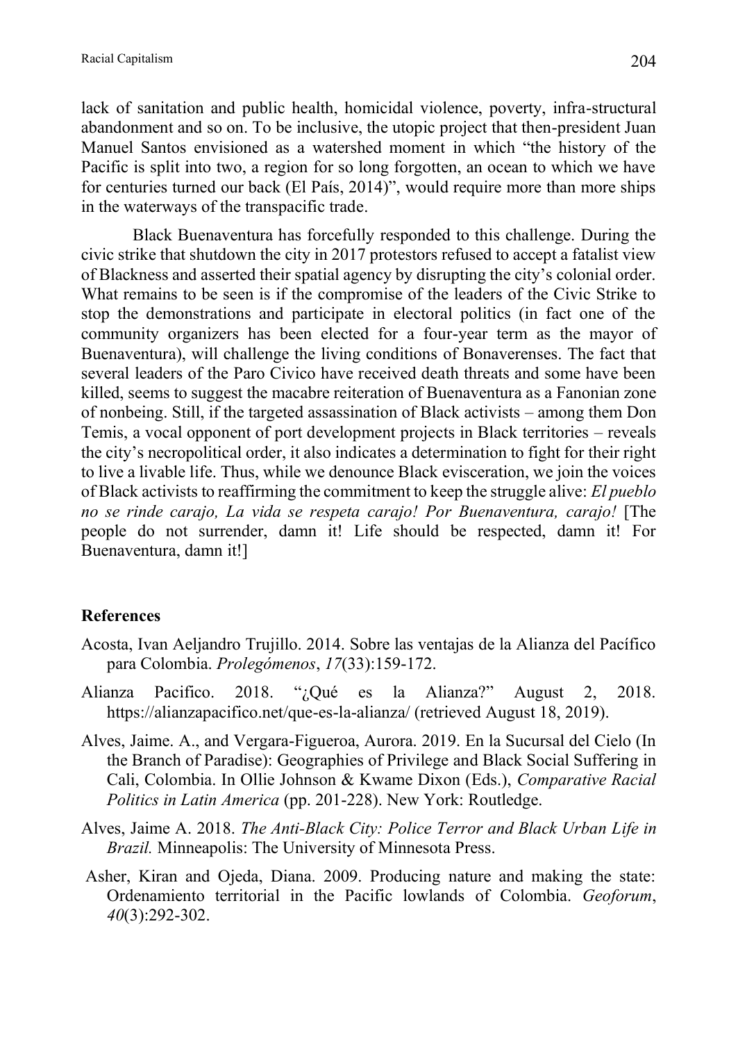lack of sanitation and public health, homicidal violence, poverty, infra-structural abandonment and so on. To be inclusive, the utopic project that then-president Juan Manuel Santos envisioned as a watershed moment in which "the history of the Pacific is split into two, a region for so long forgotten, an ocean to which we have for centuries turned our back (El País, 2014)", would require more than more ships in the waterways of the transpacific trade.

Black Buenaventura has forcefully responded to this challenge. During the civic strike that shutdown the city in 2017 protestors refused to accept a fatalist view of Blackness and asserted their spatial agency by disrupting the city's colonial order. What remains to be seen is if the compromise of the leaders of the Civic Strike to stop the demonstrations and participate in electoral politics (in fact one of the community organizers has been elected for a four-year term as the mayor of Buenaventura), will challenge the living conditions of Bonaverenses. The fact that several leaders of the Paro Civico have received death threats and some have been killed, seems to suggest the macabre reiteration of Buenaventura as a Fanonian zone of nonbeing. Still, if the targeted assassination of Black activists – among them Don Temis, a vocal opponent of port development projects in Black territories – reveals the city's necropolitical order, it also indicates a determination to fight for their right to live a livable life. Thus, while we denounce Black evisceration, we join the voices of Black activists to reaffirming the commitment to keep the struggle alive: *El pueblo no se rinde carajo, La vida se respeta carajo! Por Buenaventura, carajo!* [The people do not surrender, damn it! Life should be respected, damn it! For Buenaventura, damn it!]

## References

Acosta, Ivan Aeljandro Trujillo. 2014. Sobre las ventajas de la Alianza del Pacífico para Colombia. *Prolegómenos*, *17*(33):159-172.

Alianza Pacifico. 2018. "¿Qué es la Alianza?" August 2, 2018. https://alianzapacifico.net/que-es-la-alianza/ (retrieved August 18, 2019).

Alves, Jaime. A., and Vergara-Figueroa, Aurora. 2019. En la Sucursal del Cielo (In the Branch of Paradise): Geographies of Privilege and Black Social Suffering in Cali, Colombia. In Ollie Johnson & Kwame Dixon (Eds.), *Comparative Racial Politics in Latin America* (pp. 201-228). New York: Routledge.

Alves, Jaime A. 2018. *The Anti-Black City: Police Terror and Black Urban Life in Brazil.* Minneapolis: The University of Minnesota Press.

Asher, Kiran and Ojeda, Diana. 2009. Producing nature and making the state: Ordenamiento territorial in the Pacific lowlands of Colombia. *Geoforum*, *40*(3):292-302.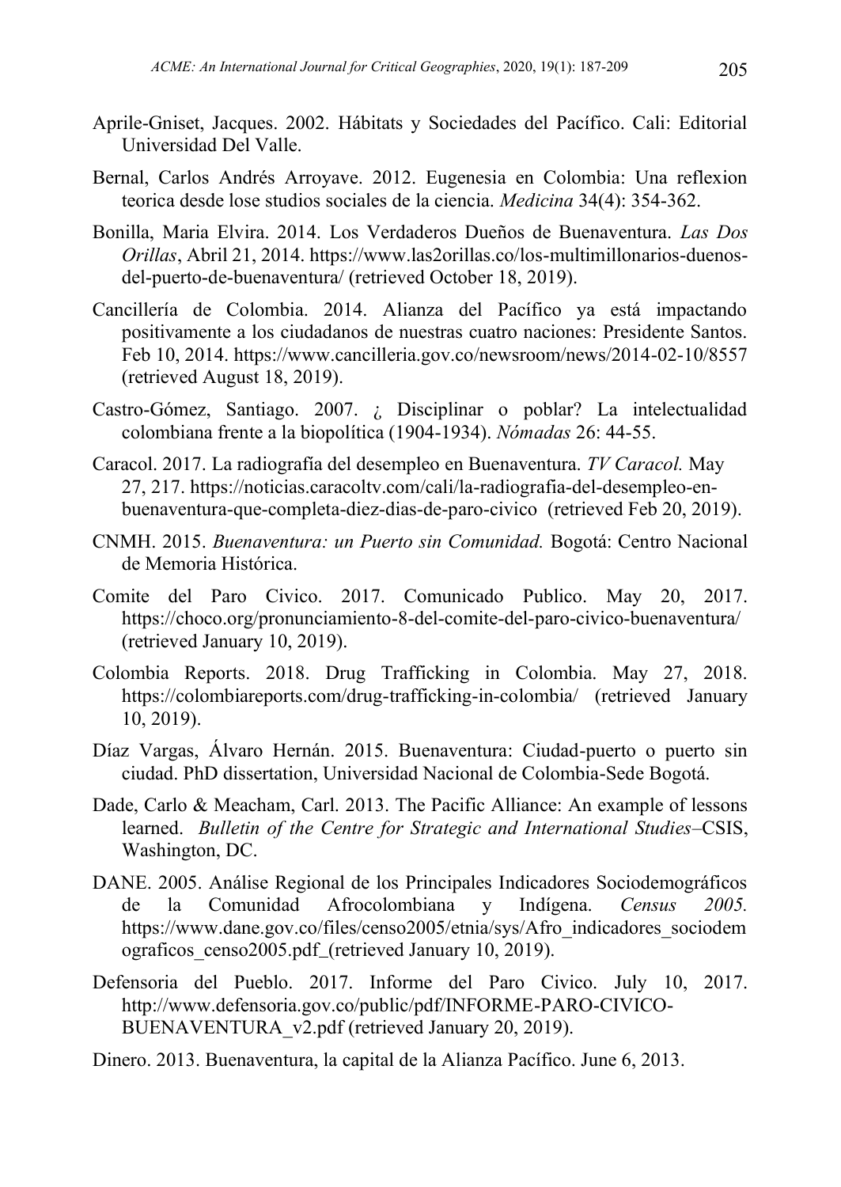Aprile-Gniset, Jacques. 2002. Hábitats y Sociedades del Pacífico. Cali: Editorial Universidad Del Valle.

Bernal, Carlos Andrés Arroyave. 2012. Eugenesia en Colombia: Una reflexion teorica desde lose studios sociales de la ciencia. *Medicina* 34(4): 354-362.

Bonilla, Maria Elvira. 2014. Los Verdaderos Dueños de Buenaventura. *Las Dos Orillas*, Abril 21, 2014. https://www.las2orillas.co/los-multimillonarios-duenos-del-puerto-de-buenaventura/ (retrieved October 18, 2019).

Cancillería de Colombia. 2014. Alianza del Pacífico ya está impactando positivamente a los ciudadanos de nuestras cuatro naciones: Presidente Santos. Feb 10, 2014. https://www.cancilleria.gov.co/newsroom/news/2014-02-10/8557 (retrieved August 18, 2019).

Castro-Gómez, Santiago. 2007. ¿ Disciplinar o poblar? La intelectualidad colombiana frente a la biopolítica (1904-1934). *Nómadas* 26: 44-55.

Caracol. 2017. La radiografía del desempleo en Buenaventura. *TV Caracol.* May 27, 217. https://noticias.caracoltv.com/cali/la-radiografia-del-desempleo-en-buenaventura-que-completa-diez-dias-de-paro-civico (retrieved Feb 20, 2019).

CNMH. 2015. *Buenaventura: un Puerto sin Comunidad.* Bogotá: Centro Nacional de Memoria Histórica.

Comite del Paro Civico. 2017. Comunicado Publico. May 20, 2017. https://choco.org/pronunciamiento-8-del-comite-del-paro-civico-buenaventura/ (retrieved January 10, 2019).

Colombia Reports. 2018. Drug Trafficking in Colombia. May 27, 2018. https://colombiareports.com/drug-trafficking-in-colombia/ (retrieved January 10, 2019).

Díaz Vargas, Álvaro Hernán. 2015. Buenaventura: Ciudad-puerto o puerto sin ciudad. PhD dissertation, Universidad Nacional de Colombia-Sede Bogotá.

Dade, Carlo & Meacham, Carl. 2013. The Pacific Alliance: An example of lessons learned. *Bulletin of the Centre for Strategic and International Studies*–CSIS, Washington, DC.

DANE. 2005. Análise Regional de los Principales Indicadores Sociodemográficos de la Comunidad Afrocolombiana y Indígena. *Census 2005.* https://www.dane.gov.co/files/censo2005/etnia/sys/Afro_indicadores_sociodemograficos_censo2005.pdf_(retrieved January 10, 2019).

Defensoria del Pueblo. 2017. Informe del Paro Civico. July 10, 2017. http://www.defensoria.gov.co/public/pdf/INFORME-PARO-CIVICO-BUENAVENTURA_v2.pdf (retrieved January 20, 2019).

Dinero. 2013. Buenaventura, la capital de la Alianza Pacífico. June 6, 2013.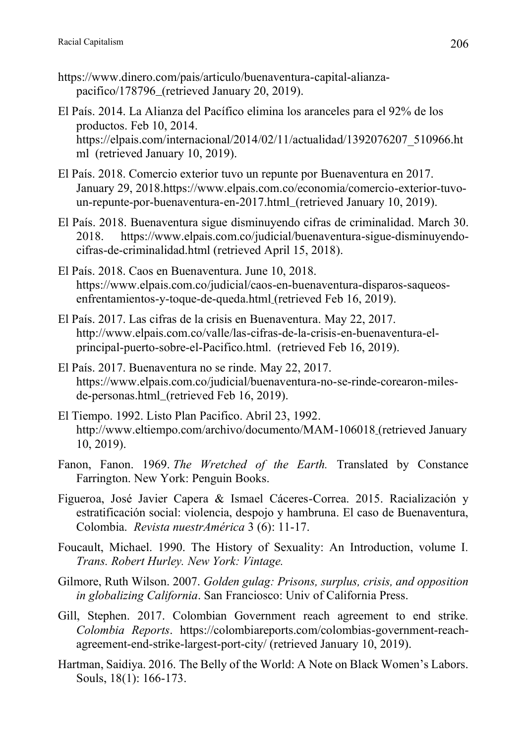https://www.dinero.com/pais/articulo/buenaventura-capital-alianza-pacifico/178796_(retrieved January 20, 2019).

El País. 2014. La Alianza del Pacífico elimina los aranceles para el 92% de los productos. Feb 10, 2014. https://elpais.com/internacional/2014/02/11/actualidad/1392076207_510966.html (retrieved January 10, 2019).

El País. 2018. Comercio exterior tuvo un repunte por Buenaventura en 2017. January 29, 2018.https://www.elpais.com.co/economia/comercio-exterior-tuvo-un-repunte-por-buenaventura-en-2017.html_(retrieved January 10, 2019).

El País. 2018. Buenaventura sigue disminuyendo cifras de criminalidad. March 30. 2018. https://www.elpais.com.co/judicial/buenaventura-sigue-disminuyendo-cifras-de-criminalidad.html (retrieved April 15, 2018).

El País. 2018. Caos en Buenaventura. June 10, 2018. https://www.elpais.com.co/judicial/caos-en-buenaventura-disparos-saqueos-enfrentamientos-y-toque-de-queda.html (retrieved Feb 16, 2019).

El País. 2017. Las cifras de la crisis en Buenaventura. May 22, 2017. http://www.elpais.com.co/valle/las-cifras-de-la-crisis-en-buenaventura-el-principal-puerto-sobre-el-Pacifico.html. (retrieved Feb 16, 2019).

El País. 2017. Buenaventura no se rinde. May 22, 2017. https://www.elpais.com.co/judicial/buenaventura-no-se-rinde-corearon-miles-de-personas.html_(retrieved Feb 16, 2019).

El Tiempo. 1992. Listo Plan Pacifico. Abril 23, 1992. http://www.eltiempo.com/archivo/documento/MAM-106018 (retrieved January 10, 2019).

Fanon, Fanon. 1969. *The Wretched of the Earth.* Translated by Constance Farrington. New York: Penguin Books.

Figueroa, José Javier Capera & Ismael Cáceres-Correa. 2015. Racialización y estratificación social: violencia, despojo y hambruna. El caso de Buenaventura, Colombia. *Revista nuestrAmérica* 3 (6): 11-17.

Foucault, Michael. 1990. The History of Sexuality: An Introduction, volume I. *Trans. Robert Hurley. New York: Vintage.*

Gilmore, Ruth Wilson. 2007. *Golden gulag: Prisons, surplus, crisis, and opposition in globalizing California*. San Franciosco: Univ of California Press.

Gill, Stephen. 2017. Colombian Government reach agreement to end strike. *Colombia Reports*. https://colombiareports.com/colombias-government-reach-agreement-end-strike-largest-port-city/ (retrieved January 10, 2019).

Hartman, Saidiya. 2016. The Belly of the World: A Note on Black Women's Labors. Souls, 18(1): 166-173.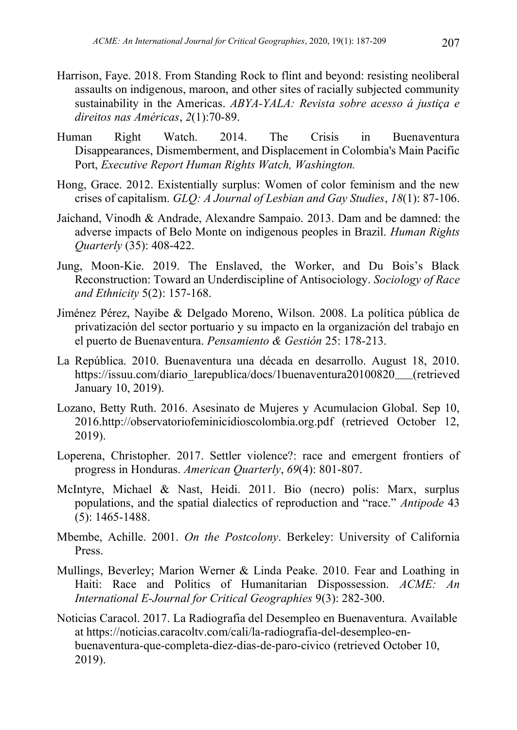Harrison, Faye. 2018. From Standing Rock to flint and beyond: resisting neoliberal assaults on indigenous, maroon, and other sites of racially subjected community sustainability in the Americas. *ABYA-YALA: Revista sobre acesso á justiça e direitos nas Américas*, *2*(1):70-89.

Human Right Watch. 2014. The Crisis in Buenaventura Disappearances, Dismemberment, and Displacement in Colombia's Main Pacific Port, *Executive Report Human Rights Watch, Washington.*

Hong, Grace. 2012. Existentially surplus: Women of color feminism and the new crises of capitalism. *GLQ: A Journal of Lesbian and Gay Studies*, *18*(1): 87-106.

Jaichand, Vinodh & Andrade, Alexandre Sampaio. 2013. Dam and be damned: the adverse impacts of Belo Monte on indigenous peoples in Brazil. *Human Rights Quarterly* (35): 408-422.

Jung, Moon-Kie. 2019. The Enslaved, the Worker, and Du Bois's Black Reconstruction: Toward an Underdiscipline of Antisociology. *Sociology of Race and Ethnicity* 5(2): 157-168.

Jiménez Pérez, Nayibe & Delgado Moreno, Wilson. 2008. La política pública de privatización del sector portuario y su impacto en la organización del trabajo en el puerto de Buenaventura. *Pensamiento & Gestión* 25: 178-213.

La República. 2010. Buenaventura una década en desarrollo. August 18, 2010. https://issuu.com/diario_larepublica/docs/1buenaventura20100820___(retrieved January 10, 2019).

Lozano, Betty Ruth. 2016. Asesinato de Mujeres y Acumulacion Global. Sep 10, 2016.http://observatoriofeminicidioscolombia.org.pdf (retrieved October 12, 2019).

Loperena, Christopher. 2017. Settler violence?: race and emergent frontiers of progress in Honduras. *American Quarterly*, *69*(4): 801-807.

McIntyre, Michael & Nast, Heidi. 2011. Bio (necro) polis: Marx, surplus populations, and the spatial dialectics of reproduction and "race." *Antipode* 43 (5): 1465-1488.

Mbembe, Achille. 2001. *On the Postcolony*. Berkeley: University of California Press.

Mullings, Beverley; Marion Werner & Linda Peake. 2010. Fear and Loathing in Haiti: Race and Politics of Humanitarian Dispossession. *ACME: An International E-Journal for Critical Geographies* 9(3): 282-300.

Noticias Caracol. 2017. La Radiografia del Desempleo en Buenaventura. Available at https://noticias.caracoltv.com/cali/la-radiografia-del-desempleo-en-buenaventura-que-completa-diez-dias-de-paro-civico (retrieved October 10, 2019).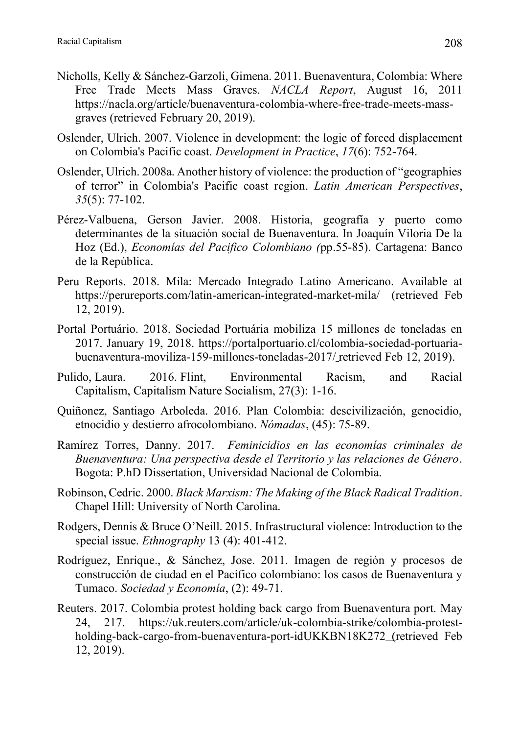Nicholls, Kelly & Sánchez-Garzoli, Gimena. 2011. Buenaventura, Colombia: Where Free Trade Meets Mass Graves. *NACLA Report*, August 16, 2011 https://nacla.org/article/buenaventura-colombia-where-free-trade-meets-mass-graves (retrieved February 20, 2019).

Oslender, Ulrich. 2007. Violence in development: the logic of forced displacement on Colombia's Pacific coast. *Development in Practice*, *17*(6): 752-764.

Oslender, Ulrich. 2008a. Another history of violence: the production of "geographies of terror" in Colombia's Pacific coast region. *Latin American Perspectives*, *35*(5): 77-102.

Pérez-Valbuena, Gerson Javier. 2008. Historia, geografía y puerto como determinantes de la situación social de Buenaventura. In Joaquín Viloria De la Hoz (Ed.), *Economías del Pacifico Colombiano (*pp.55-85). Cartagena: Banco de la República.

Peru Reports. 2018. Mila: Mercado Integrado Latino Americano. Available at https://perureports.com/latin-american-integrated-market-mila/ (retrieved Feb 12, 2019).

Portal Portuário. 2018. Sociedad Portuária mobiliza 15 millones de toneladas en 2017. January 19, 2018. https://portalportuario.cl/colombia-sociedad-portuaria-buenaventura-moviliza-159-millones-toneladas-2017/ retrieved Feb 12, 2019).

Pulido, Laura. 2016. Flint, Environmental Racism, and Racial Capitalism, Capitalism Nature Socialism, 27(3): 1-16.

Quiñonez, Santiago Arboleda. 2016. Plan Colombia: descivilización, genocidio, etnocidio y destierro afrocolombiano. *Nómadas*, (45): 75-89.

Ramírez Torres, Danny. 2017. *Feminicidios en las economías criminales de Buenaventura: Una perspectiva desde el Territorio y las relaciones de Género*. Bogota: P.hD Dissertation, Universidad Nacional de Colombia.

Robinson, Cedric. 2000. *Black Marxism: The Making of the Black Radical Tradition*. Chapel Hill: University of North Carolina.

Rodgers, Dennis & Bruce O'Neill. 2015. Infrastructural violence: Introduction to the special issue. *Ethnography* 13 (4): 401-412.

Rodríguez, Enrique., & Sánchez, Jose. 2011. Imagen de región y procesos de construcción de ciudad en el Pacífico colombiano: los casos de Buenaventura y Tumaco. *Sociedad y Economía*, (2): 49-71.

Reuters. 2017. Colombia protest holding back cargo from Buenaventura port. May 24, 217. https://uk.reuters.com/article/uk-colombia-strike/colombia-protest-holding-back-cargo-from-buenaventura-port-idUKKBN18K272 (retrieved Feb 12, 2019).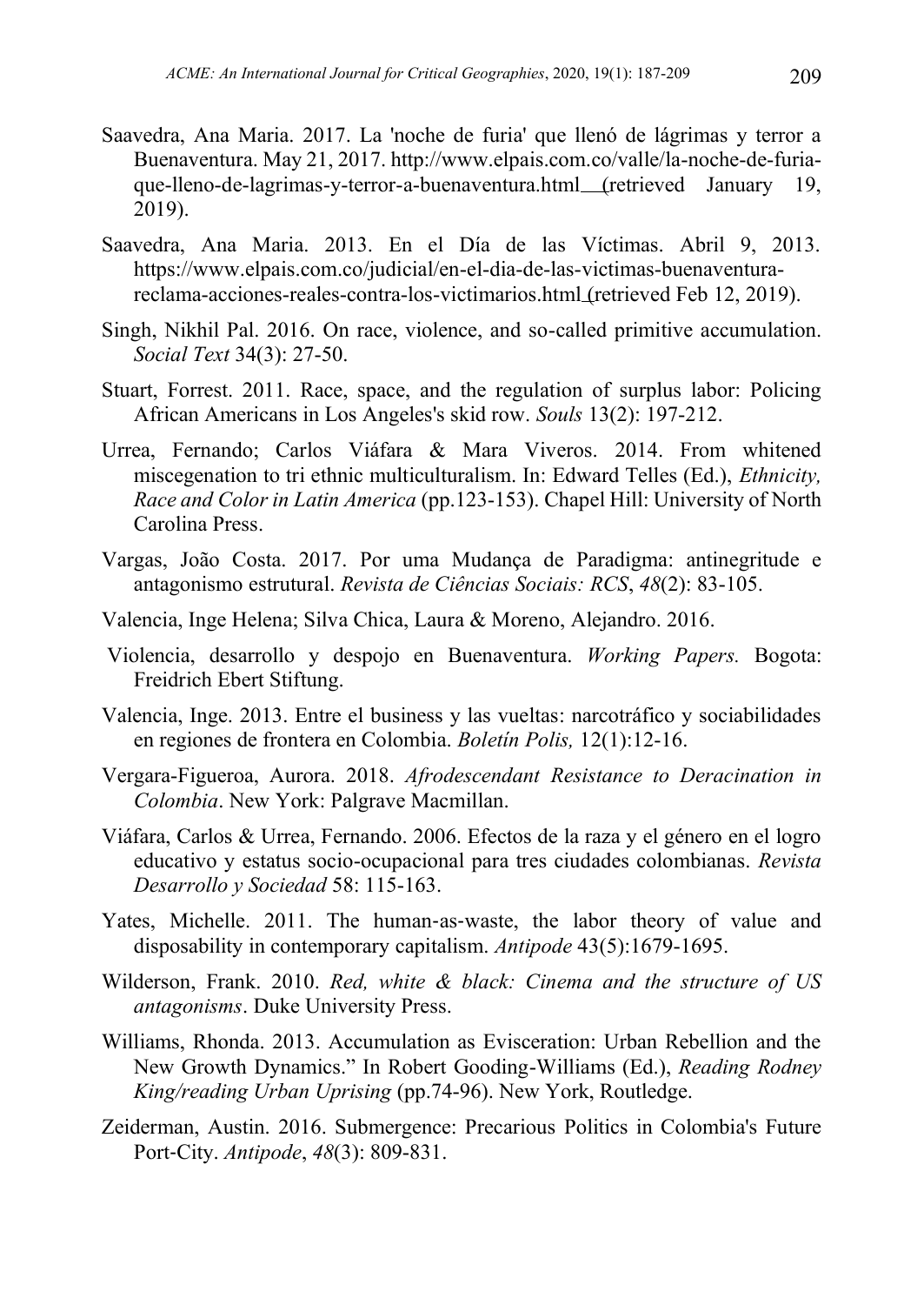Saavedra, Ana Maria. 2017. La 'noche de furia' que llenó de lágrimas y terror a Buenaventura. May 21, 2017. http://www.elpais.com.co/valle/la-noche-de-furia-que-lleno-de-lagrimas-y-terror-a-buenaventura.html (retrieved January 19, 2019).

Saavedra, Ana Maria. 2013. En el Día de las Víctimas. Abril 9, 2013. https://www.elpais.com.co/judicial/en-el-dia-de-las-victimas-buenaventura-reclama-acciones-reales-contra-los-victimarios.html (retrieved Feb 12, 2019).

Singh, Nikhil Pal. 2016. On race, violence, and so-called primitive accumulation. *Social Text* 34(3): 27-50.

Stuart, Forrest. 2011. Race, space, and the regulation of surplus labor: Policing African Americans in Los Angeles's skid row. *Souls* 13(2): 197-212.

Urrea, Fernando; Carlos Viáfara & Mara Viveros. 2014. From whitened miscegenation to tri ethnic multiculturalism. In: Edward Telles (Ed.), *Ethnicity, Race and Color in Latin America* (pp.123-153). Chapel Hill: University of North Carolina Press.

Vargas, João Costa. 2017. Por uma Mudança de Paradigma: antinegritude e antagonismo estrutural. *Revista de Ciências Sociais: RCS*, *48*(2): 83-105.

Valencia, Inge Helena; Silva Chica, Laura & Moreno, Alejandro. 2016.

Violencia, desarrollo y despojo en Buenaventura. *Working Papers.* Bogota: Freidrich Ebert Stiftung.

Valencia, Inge. 2013. Entre el business y las vueltas: narcotráfico y sociabilidades en regiones de frontera en Colombia. *Boletín Polis,* 12(1):12-16.

Vergara-Figueroa, Aurora. 2018. *Afrodescendant Resistance to Deracination in Colombia*. New York: Palgrave Macmillan.

Viáfara, Carlos & Urrea, Fernando. 2006. Efectos de la raza y el género en el logro educativo y estatus socio-ocupacional para tres ciudades colombianas. *Revista Desarrollo y Sociedad* 58: 115-163.

Yates, Michelle. 2011. The human-as-waste, the labor theory of value and disposability in contemporary capitalism. *Antipode* 43(5):1679-1695.

Wilderson, Frank. 2010. *Red, white & black: Cinema and the structure of US antagonisms*. Duke University Press.

Williams, Rhonda. 2013. Accumulation as Evisceration: Urban Rebellion and the New Growth Dynamics." In Robert Gooding-Williams (Ed.), *Reading Rodney King/reading Urban Uprising* (pp.74-96). New York, Routledge.

Zeiderman, Austin. 2016. Submergence: Precarious Politics in Colombia's Future Port-City. *Antipode*, *48*(3): 809-831.